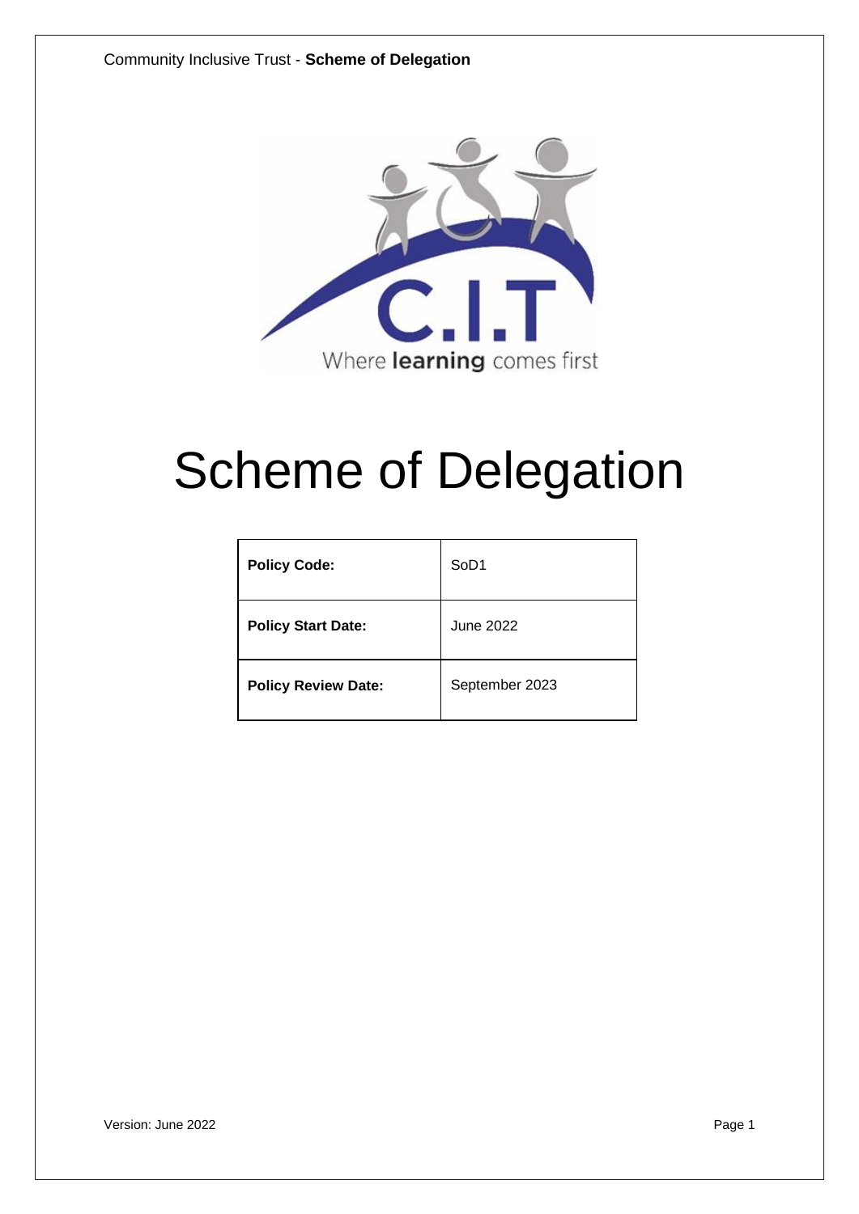# Scheme of Delegation

| Policy Code: | SoD1 |
|---|---|
| Policy Start Date: | June 2022 |
| Policy Review Date: | September 2023 |

Version: June 2022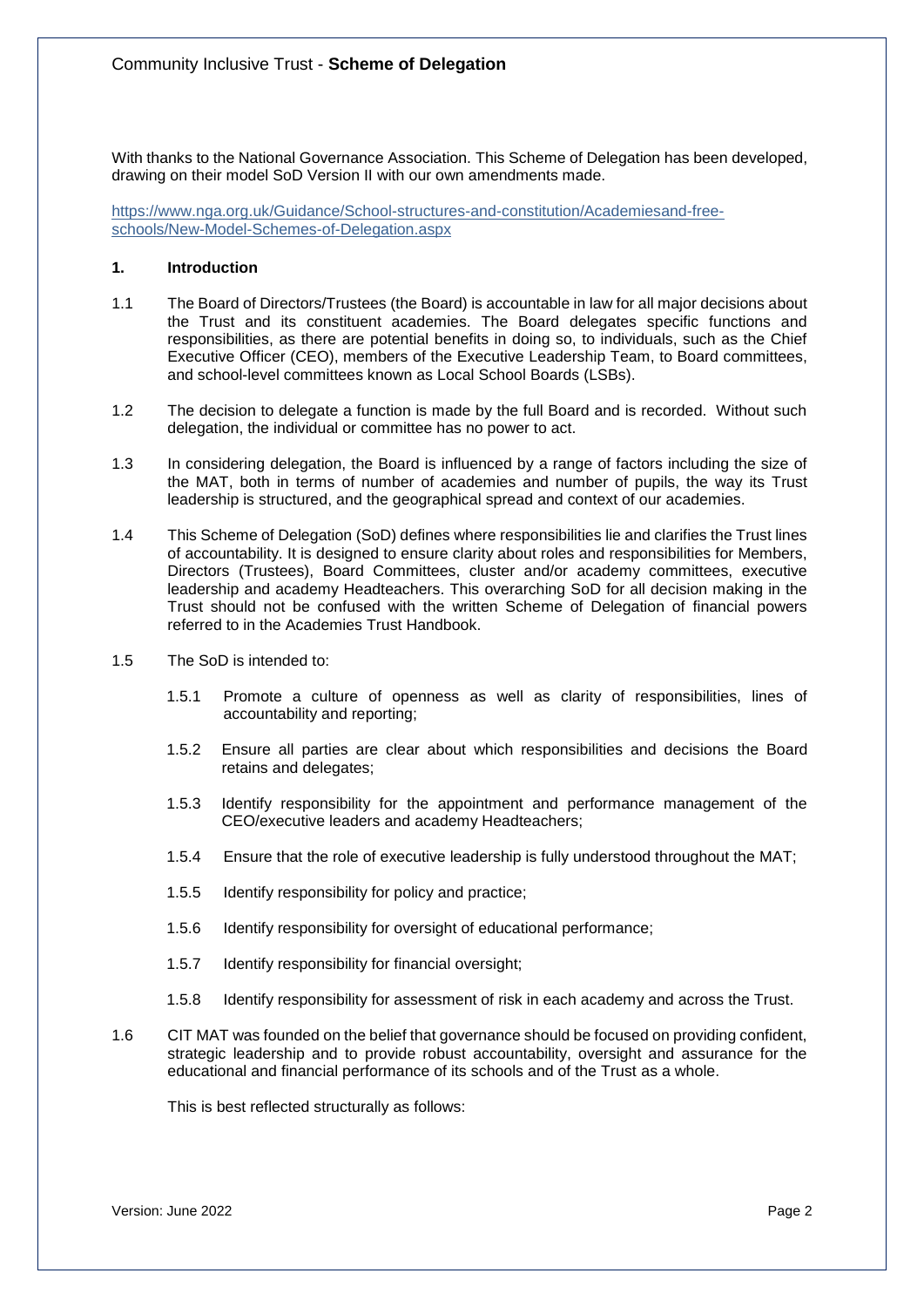With thanks to the National Governance Association. This Scheme of Delegation has been developed, drawing on their model SoD Version II with our own amendments made.

https://www.nga.org.uk/Guidance/School-structures-and-constitution/Academiesand-free-schools/New-Model-Schemes-of-Delegation.aspx

## 1. Introduction

1.1 The Board of Directors/Trustees (the Board) is accountable in law for all major decisions about the Trust and its constituent academies. The Board delegates specific functions and responsibilities, as there are potential benefits in doing so, to individuals, such as the Chief Executive Officer (CEO), members of the Executive Leadership Team, to Board committees, and school-level committees known as Local School Boards (LSBs).

1.2 The decision to delegate a function is made by the full Board and is recorded. Without such delegation, the individual or committee has no power to act.

1.3 In considering delegation, the Board is influenced by a range of factors including the size of the MAT, both in terms of number of academies and number of pupils, the way its Trust leadership is structured, and the geographical spread and context of our academies.

1.4 This Scheme of Delegation (SoD) defines where responsibilities lie and clarifies the Trust lines of accountability. It is designed to ensure clarity about roles and responsibilities for Members, Directors (Trustees), Board Committees, cluster and/or academy committees, executive leadership and academy Headteachers. This overarching SoD for all decision making in the Trust should not be confused with the written Scheme of Delegation of financial powers referred to in the Academies Trust Handbook.

1.5 The SoD is intended to:

1.5.1 Promote a culture of openness as well as clarity of responsibilities, lines of accountability and reporting;

1.5.2 Ensure all parties are clear about which responsibilities and decisions the Board retains and delegates;

1.5.3 Identify responsibility for the appointment and performance management of the CEO/executive leaders and academy Headteachers;

1.5.4 Ensure that the role of executive leadership is fully understood throughout the MAT;

1.5.5 Identify responsibility for policy and practice;

1.5.6 Identify responsibility for oversight of educational performance;

1.5.7 Identify responsibility for financial oversight;

1.5.8 Identify responsibility for assessment of risk in each academy and across the Trust.

1.6 CIT MAT was founded on the belief that governance should be focused on providing confident, strategic leadership and to provide robust accountability, oversight and assurance for the educational and financial performance of its schools and of the Trust as a whole.

This is best reflected structurally as follows: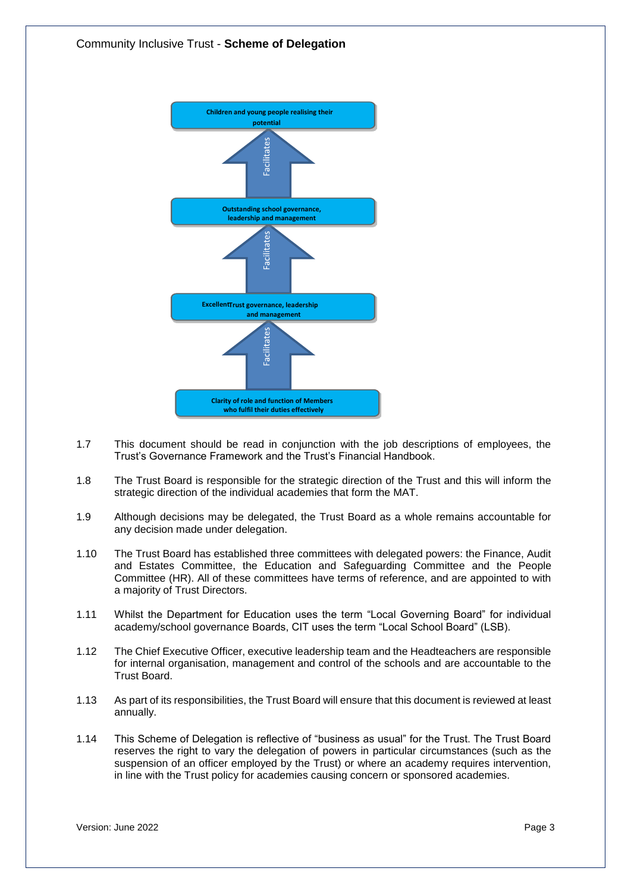Children and young people realising their potential

Facilitates

Outstanding school governance, leadership and management

Facilitates

Excellent Trust governance, leadership and management

Facilitates

Clarity of role and function of Members who fulfil their duties effectively

1.7 This document should be read in conjunction with the job descriptions of employees, the Trust's Governance Framework and the Trust's Financial Handbook.

1.8 The Trust Board is responsible for the strategic direction of the Trust and this will inform the strategic direction of the individual academies that form the MAT.

1.9 Although decisions may be delegated, the Trust Board as a whole remains accountable for any decision made under delegation.

1.10 The Trust Board has established three committees with delegated powers: the Finance, Audit and Estates Committee, the Education and Safeguarding Committee and the People Committee (HR). All of these committees have terms of reference, and are appointed to with a majority of Trust Directors.

1.11 Whilst the Department for Education uses the term "Local Governing Board" for individual academy/school governance Boards, CIT uses the term "Local School Board" (LSB).

1.12 The Chief Executive Officer, executive leadership team and the Headteachers are responsible for internal organisation, management and control of the schools and are accountable to the Trust Board.

1.13 As part of its responsibilities, the Trust Board will ensure that this document is reviewed at least annually.

1.14 This Scheme of Delegation is reflective of "business as usual" for the Trust. The Trust Board reserves the right to vary the delegation of powers in particular circumstances (such as the suspension of an officer employed by the Trust) or where an academy requires intervention, in line with the Trust policy for academies causing concern or sponsored academies.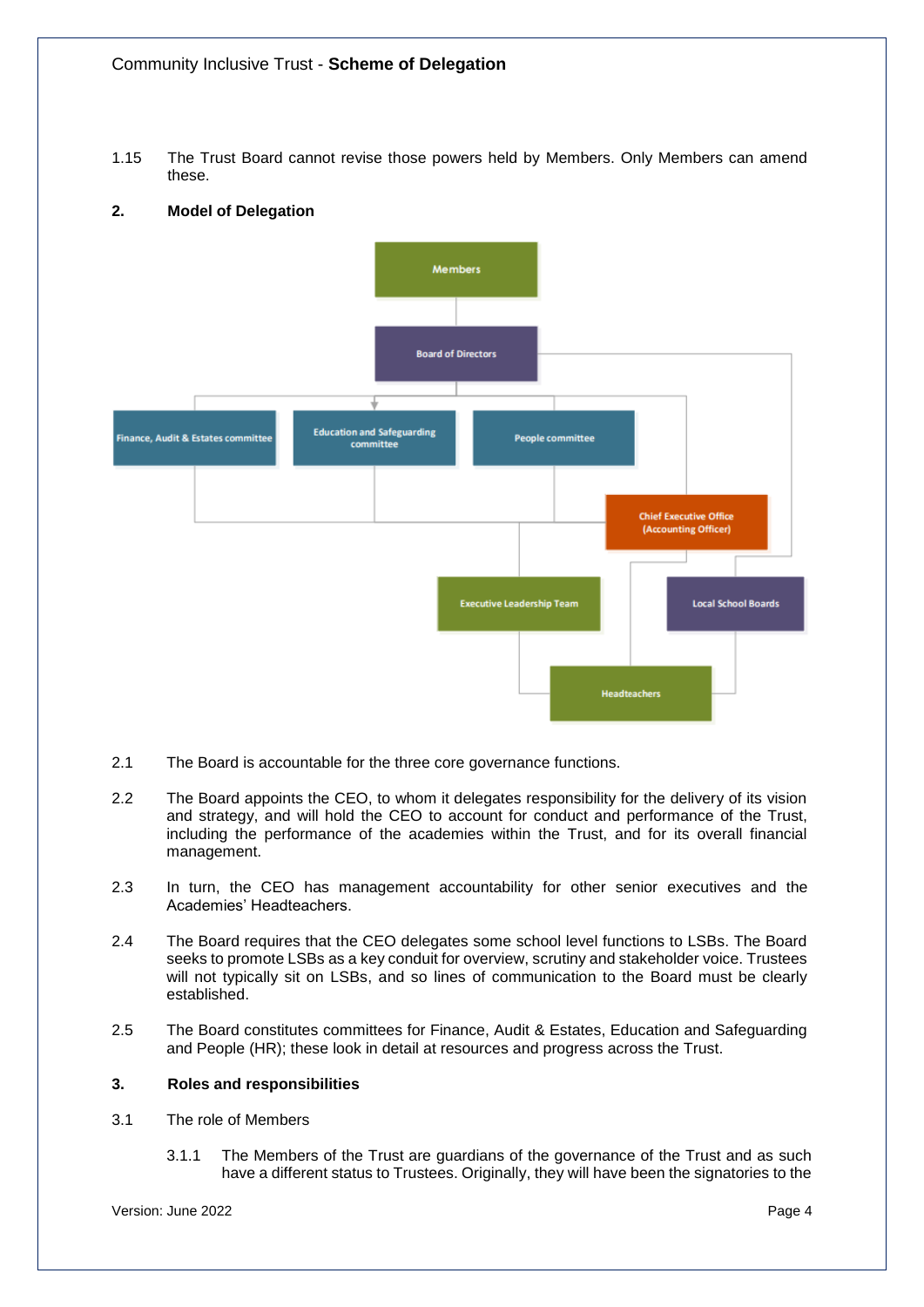1.15 The Trust Board cannot revise those powers held by Members. Only Members can amend these.

## 2. Model of Delegation

Members

Board of Directors

Finance, Audit & Estates committee

Education and Safeguarding committee

People committee

Chief Executive Office (Accounting Officer)

Executive Leadership Team

Local School Boards

Headteachers

2.1 The Board is accountable for the three core governance functions.

2.2 The Board appoints the CEO, to whom it delegates responsibility for the delivery of its vision and strategy, and will hold the CEO to account for conduct and performance of the Trust, including the performance of the academies within the Trust, and for its overall financial management.

2.3 In turn, the CEO has management accountability for other senior executives and the Academies' Headteachers.

2.4 The Board requires that the CEO delegates some school level functions to LSBs. The Board seeks to promote LSBs as a key conduit for overview, scrutiny and stakeholder voice. Trustees will not typically sit on LSBs, and so lines of communication to the Board must be clearly established.

2.5 The Board constitutes committees for Finance, Audit & Estates, Education and Safeguarding and People (HR); these look in detail at resources and progress across the Trust.

## 3. Roles and responsibilities

3.1 The role of Members

3.1.1 The Members of the Trust are guardians of the governance of the Trust and as such have a different status to Trustees. Originally, they will have been the signatories to the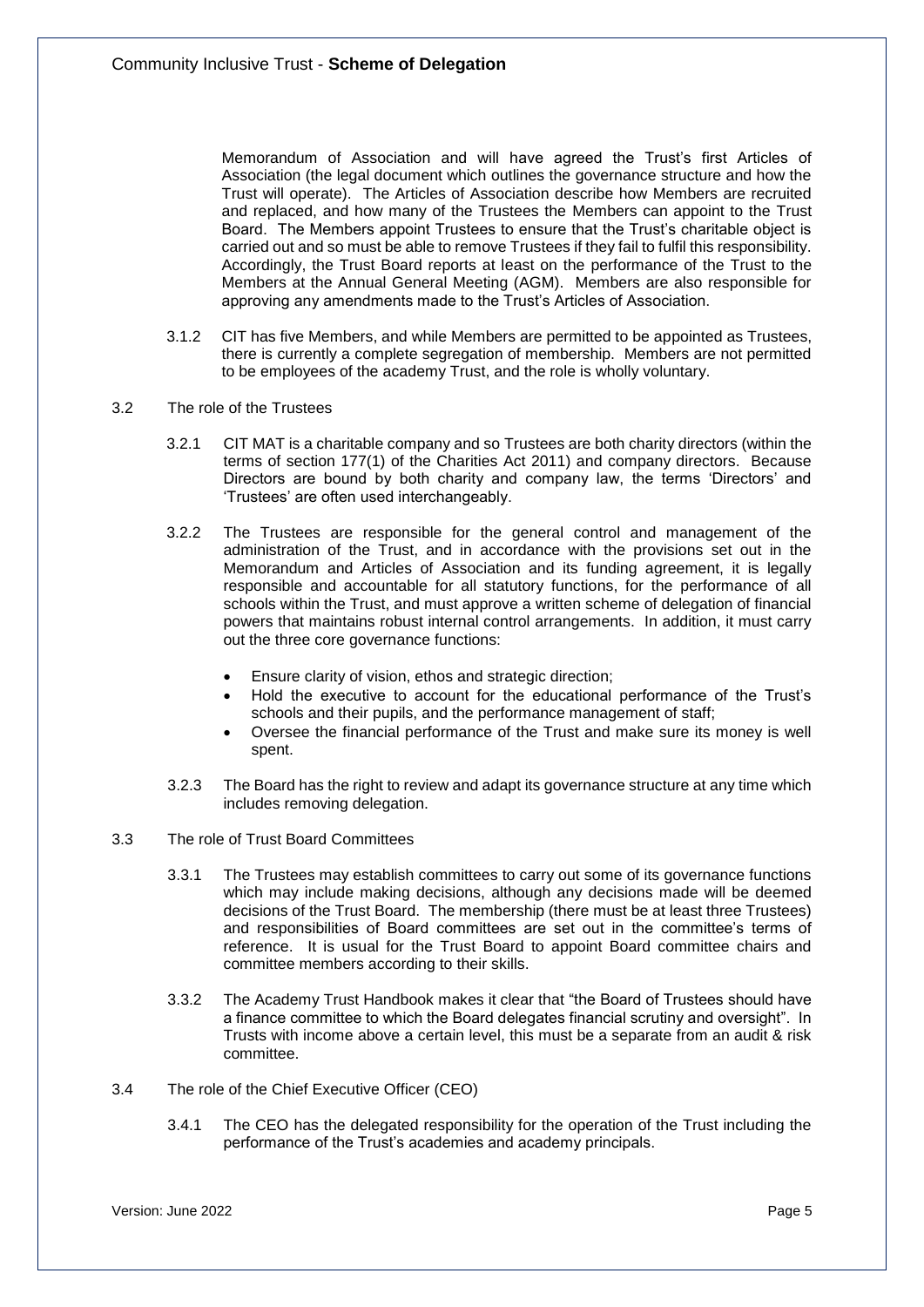Memorandum of Association and will have agreed the Trust's first Articles of Association (the legal document which outlines the governance structure and how the Trust will operate). The Articles of Association describe how Members are recruited and replaced, and how many of the Trustees the Members can appoint to the Trust Board. The Members appoint Trustees to ensure that the Trust's charitable object is carried out and so must be able to remove Trustees if they fail to fulfil this responsibility. Accordingly, the Trust Board reports at least on the performance of the Trust to the Members at the Annual General Meeting (AGM). Members are also responsible for approving any amendments made to the Trust's Articles of Association.

3.1.2 CIT has five Members, and while Members are permitted to be appointed as Trustees, there is currently a complete segregation of membership. Members are not permitted to be employees of the academy Trust, and the role is wholly voluntary.

## 3.2 The role of the Trustees

3.2.1 CIT MAT is a charitable company and so Trustees are both charity directors (within the terms of section 177(1) of the Charities Act 2011) and company directors. Because Directors are bound by both charity and company law, the terms 'Directors' and 'Trustees' are often used interchangeably.

3.2.2 The Trustees are responsible for the general control and management of the administration of the Trust, and in accordance with the provisions set out in the Memorandum and Articles of Association and its funding agreement, it is legally responsible and accountable for all statutory functions, for the performance of all schools within the Trust, and must approve a written scheme of delegation of financial powers that maintains robust internal control arrangements. In addition, it must carry out the three core governance functions:

- Ensure clarity of vision, ethos and strategic direction;
- Hold the executive to account for the educational performance of the Trust's schools and their pupils, and the performance management of staff;
- Oversee the financial performance of the Trust and make sure its money is well spent.

3.2.3 The Board has the right to review and adapt its governance structure at any time which includes removing delegation.

## 3.3 The role of Trust Board Committees

3.3.1 The Trustees may establish committees to carry out some of its governance functions which may include making decisions, although any decisions made will be deemed decisions of the Trust Board. The membership (there must be at least three Trustees) and responsibilities of Board committees are set out in the committee's terms of reference. It is usual for the Trust Board to appoint Board committee chairs and committee members according to their skills.

3.3.2 The Academy Trust Handbook makes it clear that "the Board of Trustees should have a finance committee to which the Board delegates financial scrutiny and oversight". In Trusts with income above a certain level, this must be a separate from an audit & risk committee.

## 3.4 The role of the Chief Executive Officer (CEO)

3.4.1 The CEO has the delegated responsibility for the operation of the Trust including the performance of the Trust's academies and academy principals.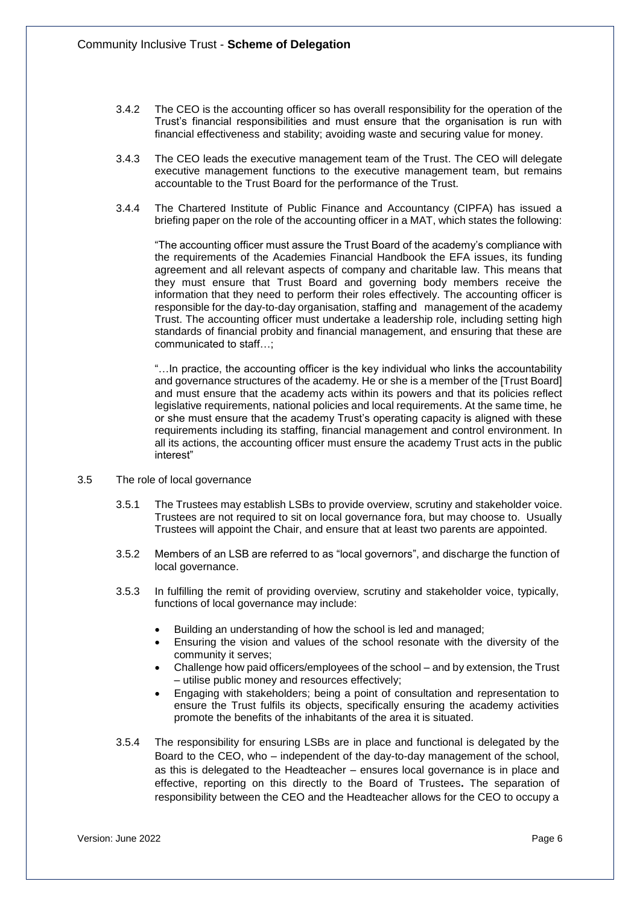3.4.2 The CEO is the accounting officer so has overall responsibility for the operation of the Trust's financial responsibilities and must ensure that the organisation is run with financial effectiveness and stability; avoiding waste and securing value for money.

3.4.3 The CEO leads the executive management team of the Trust. The CEO will delegate executive management functions to the executive management team, but remains accountable to the Trust Board for the performance of the Trust.

3.4.4 The Chartered Institute of Public Finance and Accountancy (CIPFA) has issued a briefing paper on the role of the accounting officer in a MAT, which states the following:

"The accounting officer must assure the Trust Board of the academy's compliance with the requirements of the Academies Financial Handbook the EFA issues, its funding agreement and all relevant aspects of company and charitable law. This means that they must ensure that Trust Board and governing body members receive the information that they need to perform their roles effectively. The accounting officer is responsible for the day-to-day organisation, staffing and management of the academy Trust. The accounting officer must undertake a leadership role, including setting high standards of financial probity and financial management, and ensuring that these are communicated to staff…;

"…In practice, the accounting officer is the key individual who links the accountability and governance structures of the academy. He or she is a member of the [Trust Board] and must ensure that the academy acts within its powers and that its policies reflect legislative requirements, national policies and local requirements. At the same time, he or she must ensure that the academy Trust's operating capacity is aligned with these requirements including its staffing, financial management and control environment. In all its actions, the accounting officer must ensure the academy Trust acts in the public interest"

3.5 The role of local governance

3.5.1 The Trustees may establish LSBs to provide overview, scrutiny and stakeholder voice. Trustees are not required to sit on local governance fora, but may choose to. Usually Trustees will appoint the Chair, and ensure that at least two parents are appointed.

3.5.2 Members of an LSB are referred to as "local governors", and discharge the function of local governance.

3.5.3 In fulfilling the remit of providing overview, scrutiny and stakeholder voice, typically, functions of local governance may include:

- Building an understanding of how the school is led and managed;
- Ensuring the vision and values of the school resonate with the diversity of the community it serves;
- Challenge how paid officers/employees of the school – and by extension, the Trust – utilise public money and resources effectively;
- Engaging with stakeholders; being a point of consultation and representation to ensure the Trust fulfils its objects, specifically ensuring the academy activities promote the benefits of the inhabitants of the area it is situated.

3.5.4 The responsibility for ensuring LSBs are in place and functional is delegated by the Board to the CEO, who – independent of the day-to-day management of the school, as this is delegated to the Headteacher – ensures local governance is in place and effective, reporting on this directly to the Board of Trustees**.** The separation of responsibility between the CEO and the Headteacher allows for the CEO to occupy a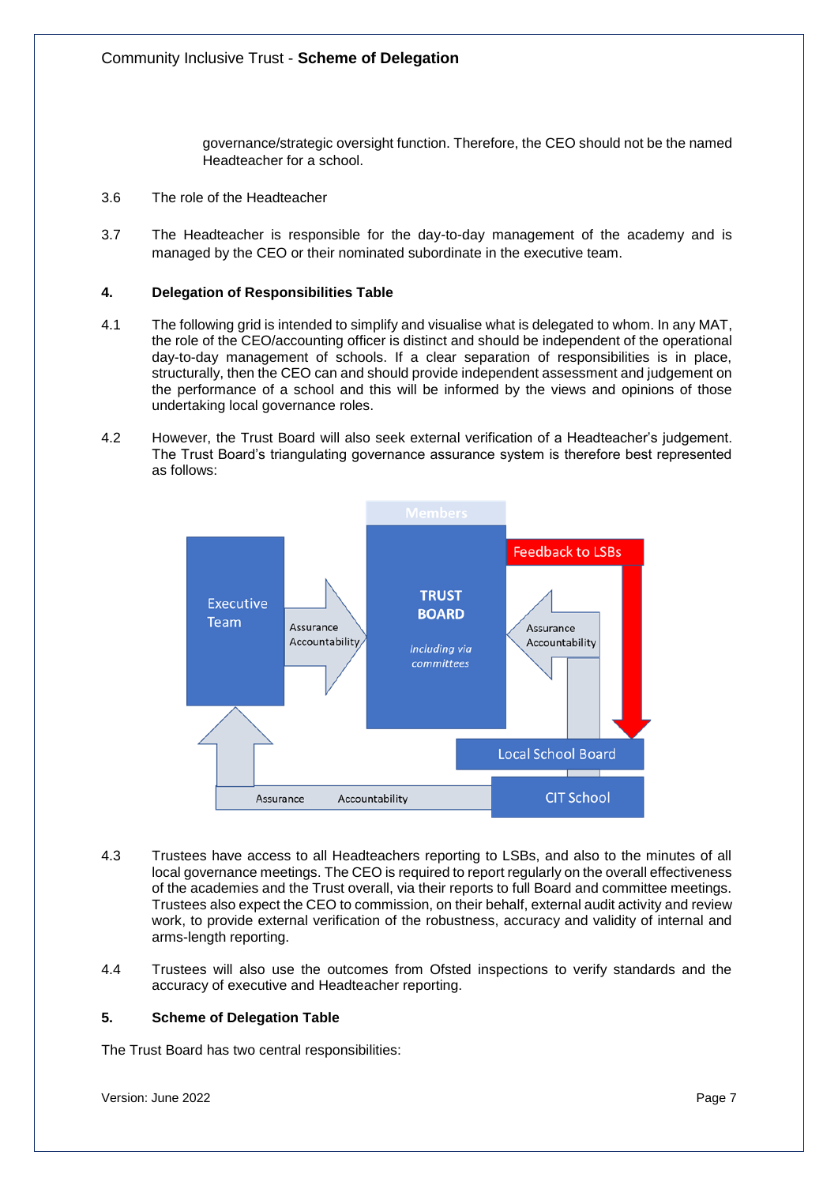governance/strategic oversight function. Therefore, the CEO should not be the named Headteacher for a school.

3.6 The role of the Headteacher

3.7 The Headteacher is responsible for the day-to-day management of the academy and is managed by the CEO or their nominated subordinate in the executive team.

## 4. Delegation of Responsibilities Table

4.1 The following grid is intended to simplify and visualise what is delegated to whom. In any MAT, the role of the CEO/accounting officer is distinct and should be independent of the operational day-to-day management of schools. If a clear separation of responsibilities is in place, structurally, then the CEO can and should provide independent assessment and judgement on the performance of a school and this will be informed by the views and opinions of those undertaking local governance roles.

4.2 However, the Trust Board will also seek external verification of a Headteacher's judgement. The Trust Board's triangulating governance assurance system is therefore best represented as follows:

Members

Executive Team

Assurance Accountability

TRUST BOARD

*Including via committees*

Feedback to LSBs

Assurance Accountability

Local School Board

Assurance Accountability

CIT School

4.3 Trustees have access to all Headteachers reporting to LSBs, and also to the minutes of all local governance meetings. The CEO is required to report regularly on the overall effectiveness of the academies and the Trust overall, via their reports to full Board and committee meetings. Trustees also expect the CEO to commission, on their behalf, external audit activity and review work, to provide external verification of the robustness, accuracy and validity of internal and arms-length reporting.

4.4 Trustees will also use the outcomes from Ofsted inspections to verify standards and the accuracy of executive and Headteacher reporting.

## 5. Scheme of Delegation Table

The Trust Board has two central responsibilities: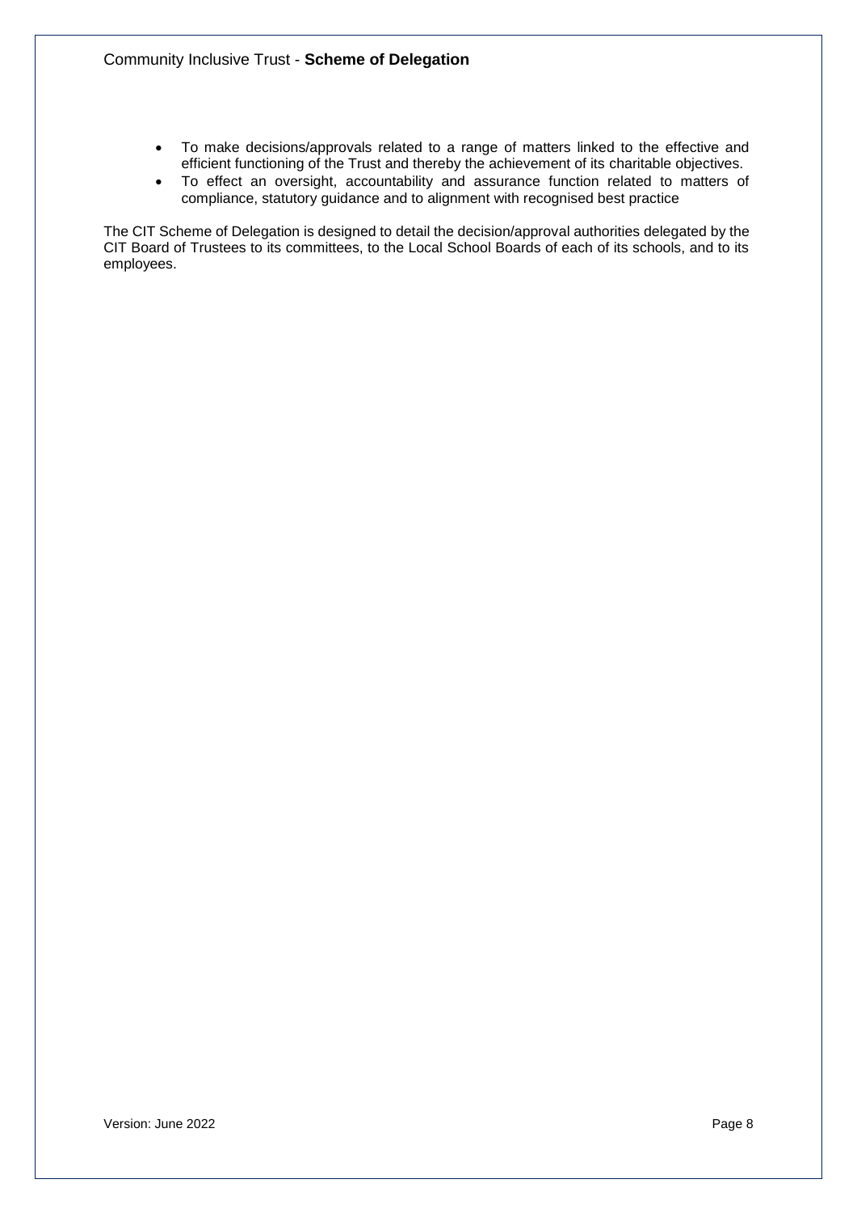- To make decisions/approvals related to a range of matters linked to the effective and efficient functioning of the Trust and thereby the achievement of its charitable objectives.
- To effect an oversight, accountability and assurance function related to matters of compliance, statutory guidance and to alignment with recognised best practice

The CIT Scheme of Delegation is designed to detail the decision/approval authorities delegated by the CIT Board of Trustees to its committees, to the Local School Boards of each of its schools, and to its employees.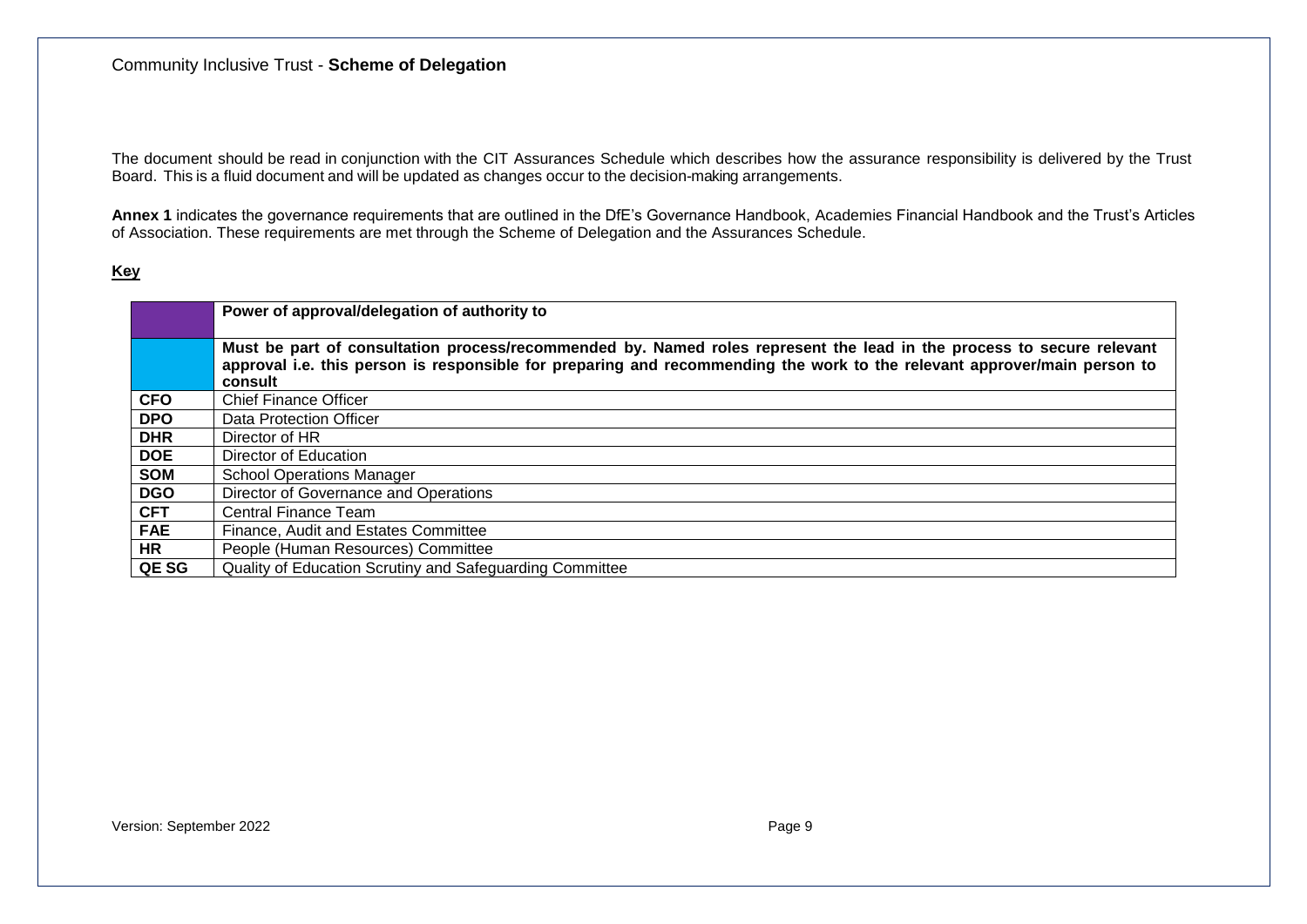# Community Inclusive Trust - **Scheme of Delegation**

The document should be read in conjunction with the CIT Assurances Schedule which describes how the assurance responsibility is delivered by the Trust Board. This is a fluid document and will be updated as changes occur to the decision-making arrangements.

**Annex 1** indicates the governance requirements that are outlined in the DfE's Governance Handbook, Academies Financial Handbook and the Trust's Articles of Association. These requirements are met through the Scheme of Delegation and the Assurances Schedule.

**Key**

| | |
|---|---|
| (purple) | **Power of approval/delegation of authority to** |
| (blue) | **Must be part of consultation process/recommended by. Named roles represent the lead in the process to secure relevant approval i.e. this person is responsible for preparing and recommending the work to the relevant approver/main person to consult** |
| **CFO** | Chief Finance Officer |
| **DPO** | Data Protection Officer |
| **DHR** | Director of HR |
| **DOE** | Director of Education |
| **SOM** | School Operations Manager |
| **DGO** | Director of Governance and Operations |
| **CFT** | Central Finance Team |
| **FAE** | Finance, Audit and Estates Committee |
| **HR** | People (Human Resources) Committee |
| **QE SG** | Quality of Education Scrutiny and Safeguarding Committee |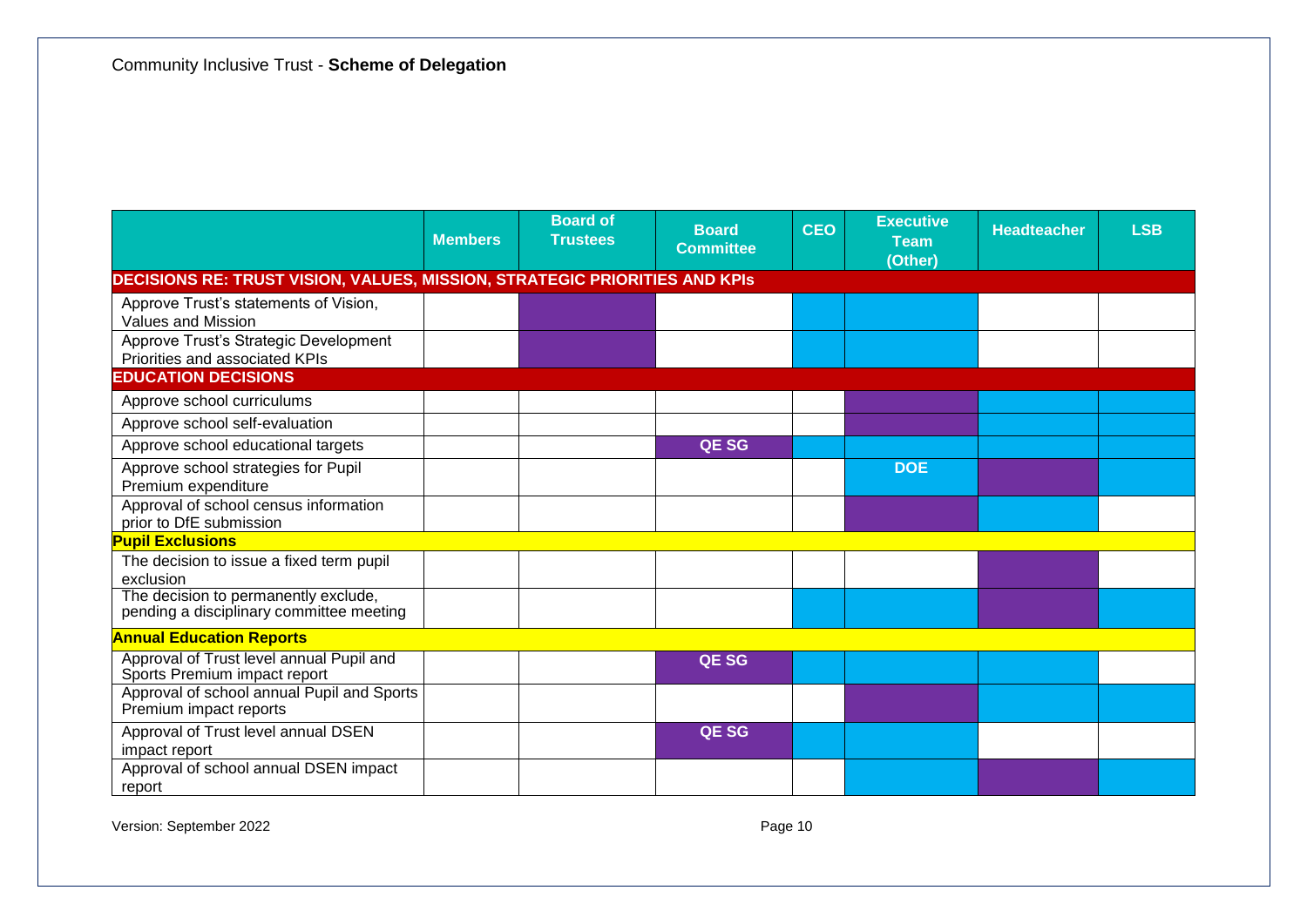Community Inclusive Trust - **Scheme of Delegation**

| | Members | Board of Trustees | Board Committee | CEO | Executive Team (Other) | Headteacher | LSB |
|---|---|---|---|---|---|---|---|
| **DECISIONS RE: TRUST VISION, VALUES, MISSION, STRATEGIC PRIORITIES AND KPIs** | | | | | | | |
| Approve Trust's statements of Vision, Values and Mission | | | | | | | |
| Approve Trust's Strategic Development Priorities and associated KPIs | | | | | | | |
| **EDUCATION DECISIONS** | | | | | | | |
| Approve school curriculums | | | | | | | |
| Approve school self-evaluation | | | | | | | |
| Approve school educational targets | | | QE SG | | | | |
| Approve school strategies for Pupil Premium expenditure | | | | | DOE | | |
| Approval of school census information prior to DfE submission | | | | | | | |
| **Pupil Exclusions** | | | | | | | |
| The decision to issue a fixed term pupil exclusion | | | | | | | |
| The decision to permanently exclude, pending a disciplinary committee meeting | | | | | | | |
| **Annual Education Reports** | | | | | | | |
| Approval of Trust level annual Pupil and Sports Premium impact report | | | QE SG | | | | |
| Approval of school annual Pupil and Sports Premium impact reports | | | | | | | |
| Approval of Trust level annual DSEN impact report | | | QE SG | | | | |
| Approval of school annual DSEN impact report | | | | | | | |

Version: September 2022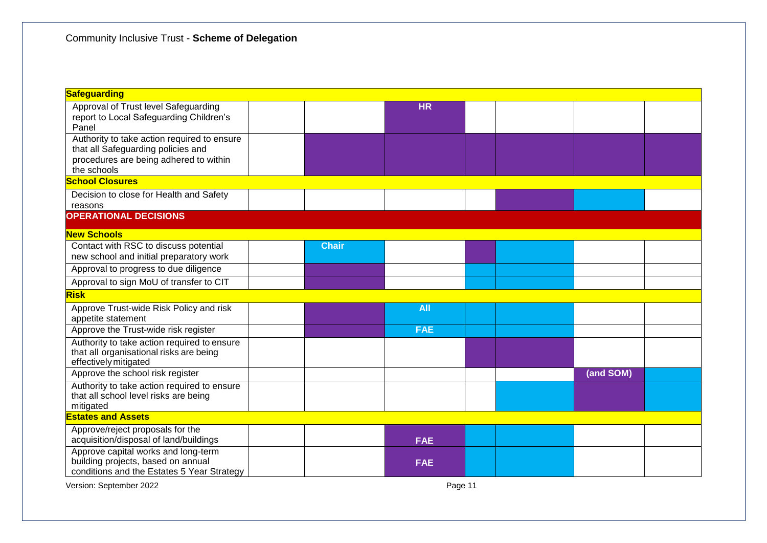Community Inclusive Trust - **Scheme of Delegation**

| | | | | | | | |
|---|---|---|---|---|---|---|---|
| **Safeguarding** | | | | | | | |
| Approval of Trust level Safeguarding report to Local Safeguarding Children's Panel | | | HR | | | | |
| Authority to take action required to ensure that all Safeguarding policies and procedures are being adhered to within the schools | | | | | | | |
| **School Closures** | | | | | | | |
| Decision to close for Health and Safety reasons | | | | | | | |
| **OPERATIONAL DECISIONS** | | | | | | | |
| **New Schools** | | | | | | | |
| Contact with RSC to discuss potential new school and initial preparatory work | | Chair | | | | | |
| Approval to progress to due diligence | | | | | | | |
| Approval to sign MoU of transfer to CIT | | | | | | | |
| **Risk** | | | | | | | |
| Approve Trust-wide Risk Policy and risk appetite statement | | | All | | | | |
| Approve the Trust-wide risk register | | | FAE | | | | |
| Authority to take action required to ensure that all organisational risks are being effectively mitigated | | | | | | | |
| Approve the school risk register | | | | | | (and SOM) | |
| Authority to take action required to ensure that all school level risks are being mitigated | | | | | | | |
| **Estates and Assets** | | | | | | | |
| Approve/reject proposals for the acquisition/disposal of land/buildings | | | FAE | | | | |
| Approve capital works and long-term building projects, based on annual conditions and the Estates 5 Year Strategy | | | FAE | | | | |

Version: September 2022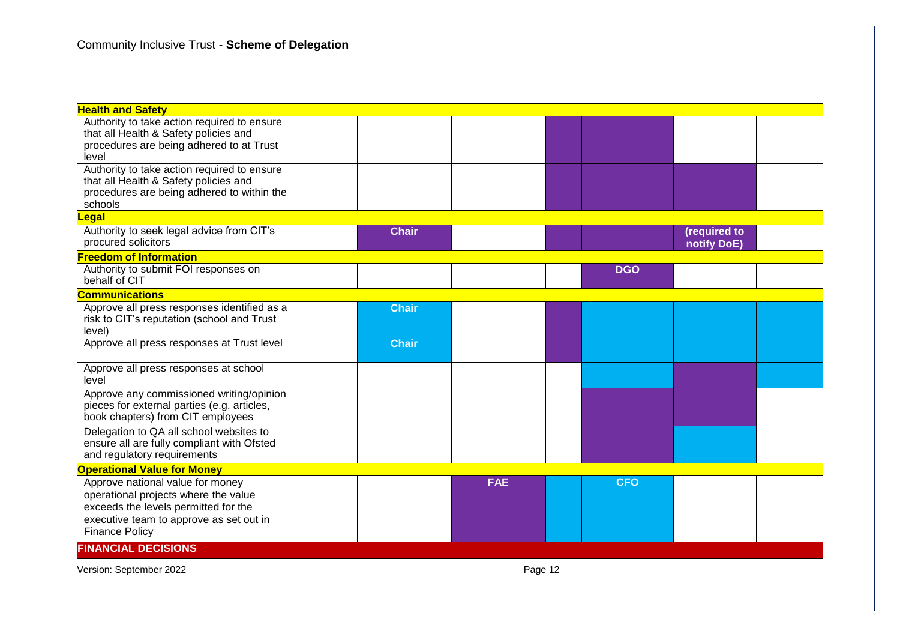Community Inclusive Trust - **Scheme of Delegation**

| | | | | | | | |
|---|---|---|---|---|---|---|---|
| **Health and Safety** | | | | | | | |
| Authority to take action required to ensure that all Health & Safety policies and procedures are being adhered to at Trust level | | | | | | | |
| Authority to take action required to ensure that all Health & Safety policies and procedures are being adhered to within the schools | | | | | | | |
| **Legal** | | | | | | | |
| Authority to seek legal advice from CIT's procured solicitors | | Chair | | | | (required to notify DoE) | |
| **Freedom of Information** | | | | | | | |
| Authority to submit FOI responses on behalf of CIT | | | | | DGO | | |
| **Communications** | | | | | | | |
| Approve all press responses identified as a risk to CIT's reputation (school and Trust level) | | Chair | | | | | |
| Approve all press responses at Trust level | | Chair | | | | | |
| Approve all press responses at school level | | | | | | | |
| Approve any commissioned writing/opinion pieces for external parties (e.g. articles, book chapters) from CIT employees | | | | | | | |
| Delegation to QA all school websites to ensure all are fully compliant with Ofsted and regulatory requirements | | | | | | | |
| **Operational Value for Money** | | | | | | | |
| Approve national value for money operational projects where the value exceeds the levels permitted for the executive team to approve as set out in Finance Policy | | | FAE | | CFO | | |
| **FINANCIAL DECISIONS** | | | | | | | |

Version: September 2022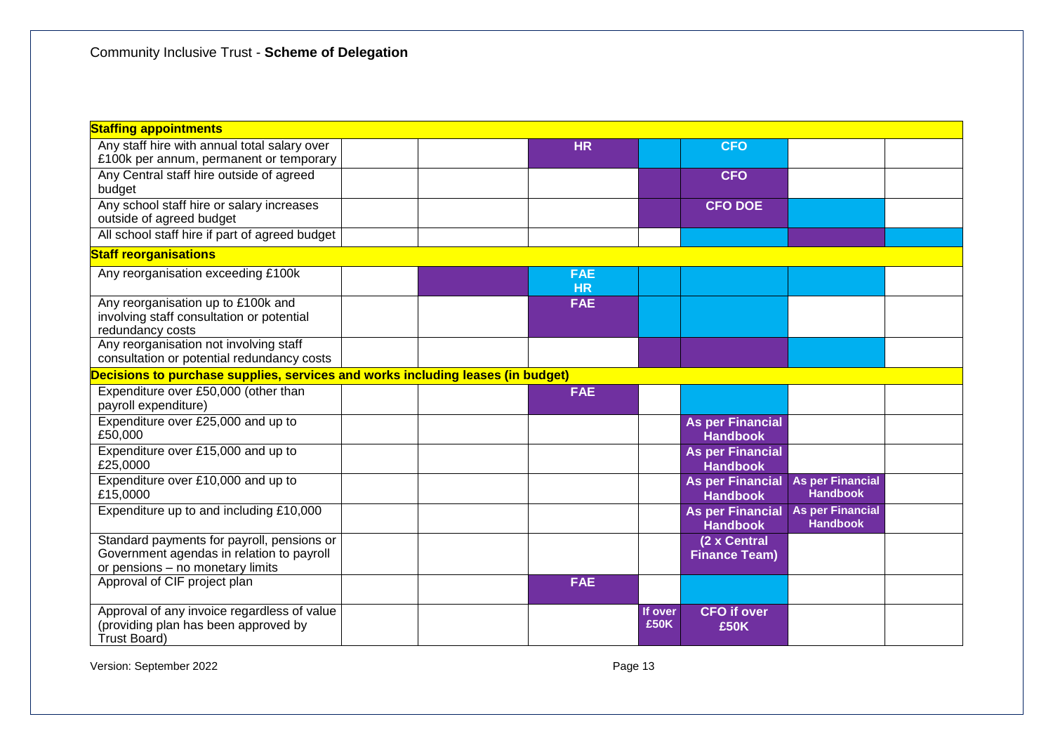Community Inclusive Trust - **Scheme of Delegation**

| | | | | | | | |
|---|---|---|---|---|---|---|---|
| **Staffing appointments** | | | | | | | |
| Any staff hire with annual total salary over £100k per annum, permanent or temporary | | | HR | | CFO | | |
| Any Central staff hire outside of agreed budget | | | | | CFO | | |
| Any school staff hire or salary increases outside of agreed budget | | | | | CFO DOE | | |
| All school staff hire if part of agreed budget | | | | | | | |
| **Staff reorganisations** | | | | | | | |
| Any reorganisation exceeding £100k | | | FAE HR | | | | |
| Any reorganisation up to £100k and involving staff consultation or potential redundancy costs | | | FAE | | | | |
| Any reorganisation not involving staff consultation or potential redundancy costs | | | | | | | |
| **Decisions to purchase supplies, services and works including leases (in budget)** | | | | | | | |
| Expenditure over £50,000 (other than payroll expenditure) | | | FAE | | | | |
| Expenditure over £25,000 and up to £50,000 | | | | | As per Financial Handbook | | |
| Expenditure over £15,000 and up to £25,0000 | | | | | As per Financial Handbook | | |
| Expenditure over £10,000 and up to £15,0000 | | | | | As per Financial Handbook | As per Financial Handbook | |
| Expenditure up to and including £10,000 | | | | | As per Financial Handbook | As per Financial Handbook | |
| Standard payments for payroll, pensions or Government agendas in relation to payroll or pensions – no monetary limits | | | | | (2 x Central Finance Team) | | |
| Approval of CIF project plan | | | FAE | | | | |
| Approval of any invoice regardless of value (providing plan has been approved by Trust Board) | | | | If over £50K | CFO if over £50K | | |

Version: September 2022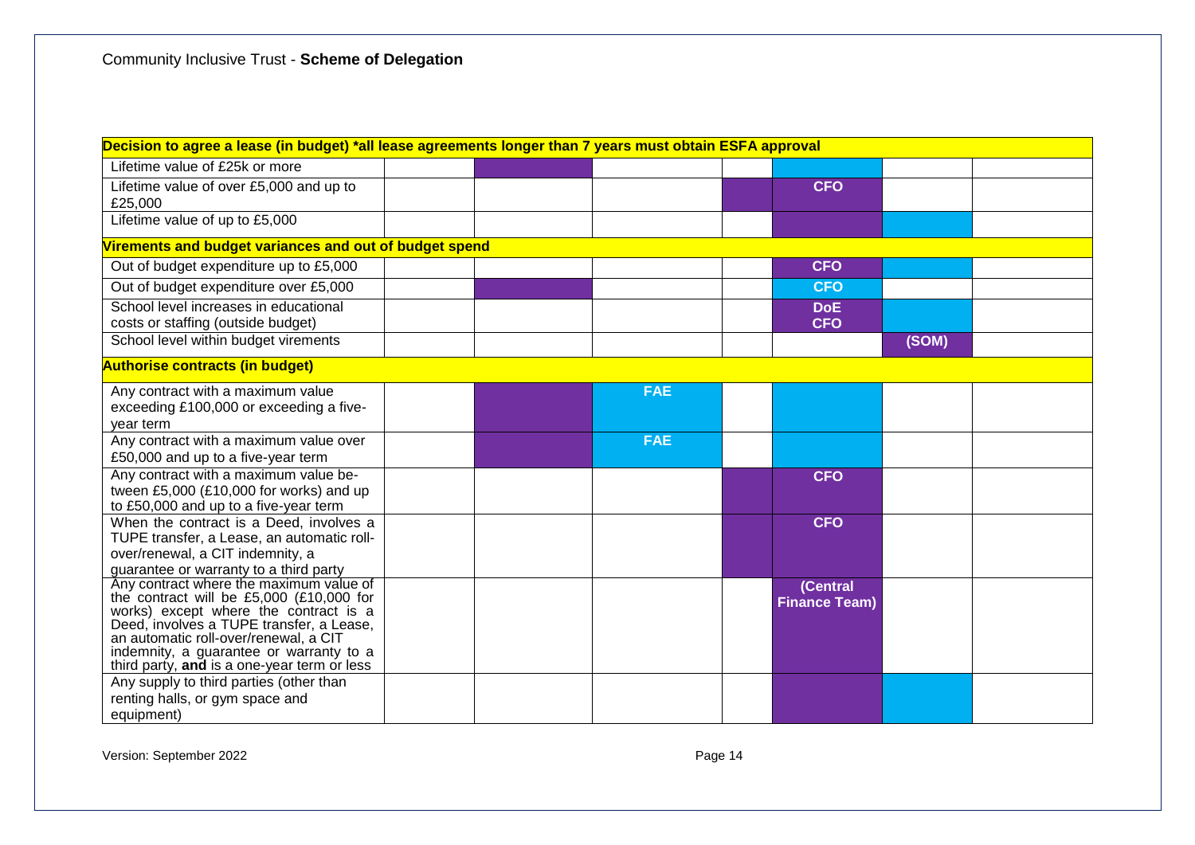Community Inclusive Trust - **Scheme of Delegation**

| | | | | | | | |
|---|---|---|---|---|---|---|---|
| **Decision to agree a lease (in budget) *all lease agreements longer than 7 years must obtain ESFA approval** | | | | | | | |
| Lifetime value of £25k or more | | | | | | | |
| Lifetime value of over £5,000 and up to £25,000 | | | | | CFO | | |
| Lifetime value of up to £5,000 | | | | | | | |
| **Virements and budget variances and out of budget spend** | | | | | | | |
| Out of budget expenditure up to £5,000 | | | | | CFO | | |
| Out of budget expenditure over £5,000 | | | | | CFO | | |
| School level increases in educational costs or staffing (outside budget) | | | | | DoE CFO | | |
| School level within budget virements | | | | | | (SOM) | |
| **Authorise contracts (in budget)** | | | | | | | |
| Any contract with a maximum value exceeding £100,000 or exceeding a five-year term | | | FAE | | | | |
| Any contract with a maximum value over £50,000 and up to a five-year term | | | FAE | | | | |
| Any contract with a maximum value between £5,000 (£10,000 for works) and up to £50,000 and up to a five-year term | | | | | CFO | | |
| When the contract is a Deed, involves a TUPE transfer, a Lease, an automatic roll-over/renewal, a CIT indemnity, a guarantee or warranty to a third party | | | | | CFO | | |
| Any contract where the maximum value of the contract will be £5,000 (£10,000 for works) except where the contract is a Deed, involves a TUPE transfer, a Lease, an automatic roll-over/renewal, a CIT indemnity, a guarantee or warranty to a third party, **and** is a one-year term or less | | | | | (Central Finance Team) | | |
| Any supply to third parties (other than renting halls, or gym space and equipment) | | | | | | | |

Version: September 2022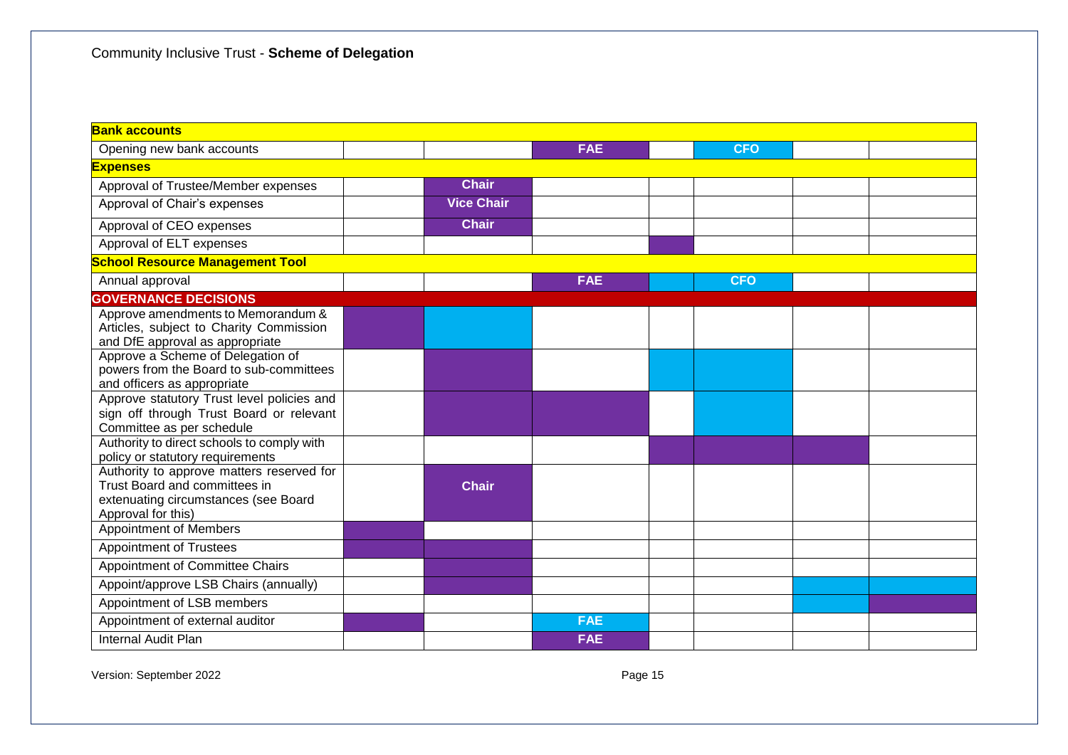| **Bank accounts** | | | | | | | |
|---|---|---|---|---|---|---|---|
| Opening new bank accounts | | | **FAE** | | **CFO** | | |
| **Expenses** | | | | | | | |
| Approval of Trustee/Member expenses | | **Chair** | | | | | |
| Approval of Chair's expenses | | **Vice Chair** | | | | | |
| Approval of CEO expenses | | **Chair** | | | | | |
| Approval of ELT expenses | | | | | | | |
| **School Resource Management Tool** | | | | | | | |
| Annual approval | | | **FAE** | | **CFO** | | |
| **GOVERNANCE DECISIONS** | | | | | | | |
| Approve amendments to Memorandum & Articles, subject to Charity Commission and DfE approval as appropriate | | | | | | | |
| Approve a Scheme of Delegation of powers from the Board to sub-committees and officers as appropriate | | | | | | | |
| Approve statutory Trust level policies and sign off through Trust Board or relevant Committee as per schedule | | | | | | | |
| Authority to direct schools to comply with policy or statutory requirements | | | | | | | |
| Authority to approve matters reserved for Trust Board and committees in extenuating circumstances (see Board Approval for this) | | **Chair** | | | | | |
| Appointment of Members | | | | | | | |
| Appointment of Trustees | | | | | | | |
| Appointment of Committee Chairs | | | | | | | |
| Appoint/approve LSB Chairs (annually) | | | | | | | |
| Appointment of LSB members | | | | | | | |
| Appointment of external auditor | | | **FAE** | | | | |
| Internal Audit Plan | | | **FAE** | | | | |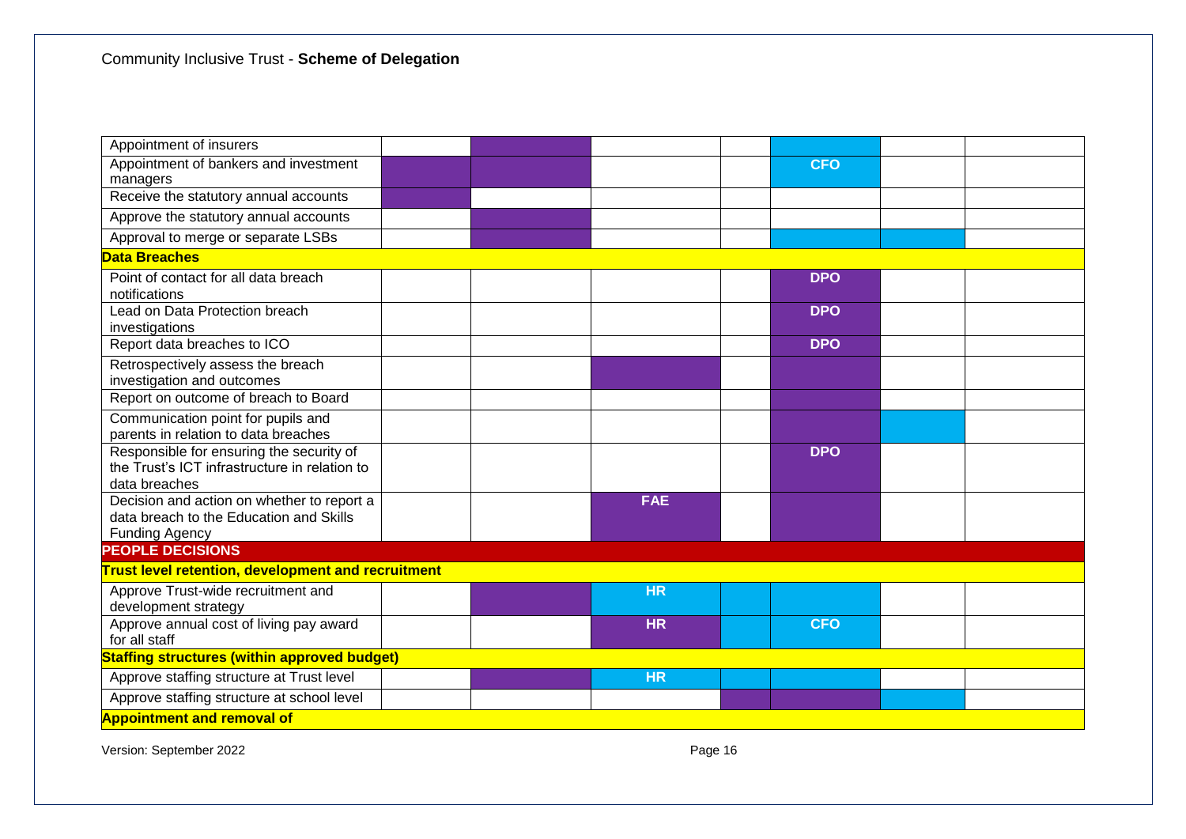| | | | | | | | |
|---|---|---|---|---|---|---|---|
| Appointment of insurers | | | | | | | |
| Appointment of bankers and investment managers | | | | | CFO | | |
| Receive the statutory annual accounts | | | | | | | |
| Approve the statutory annual accounts | | | | | | | |
| Approval to merge or separate LSBs | | | | | | | |
| **Data Breaches** | | | | | | | |
| Point of contact for all data breach notifications | | | | | DPO | | |
| Lead on Data Protection breach investigations | | | | | DPO | | |
| Report data breaches to ICO | | | | | DPO | | |
| Retrospectively assess the breach investigation and outcomes | | | | | | | |
| Report on outcome of breach to Board | | | | | | | |
| Communication point for pupils and parents in relation to data breaches | | | | | | | |
| Responsible for ensuring the security of the Trust's ICT infrastructure in relation to data breaches | | | | | DPO | | |
| Decision and action on whether to report a data breach to the Education and Skills Funding Agency | | | FAE | | | | |
| **PEOPLE DECISIONS** | | | | | | | |
| **Trust level retention, development and recruitment** | | | | | | | |
| Approve Trust-wide recruitment and development strategy | | | HR | | | | |
| Approve annual cost of living pay award for all staff | | | HR | | CFO | | |
| **Staffing structures (within approved budget)** | | | | | | | |
| Approve staffing structure at Trust level | | | HR | | | | |
| Approve staffing structure at school level | | | | | | | |
| **Appointment and removal of** | | | | | | | |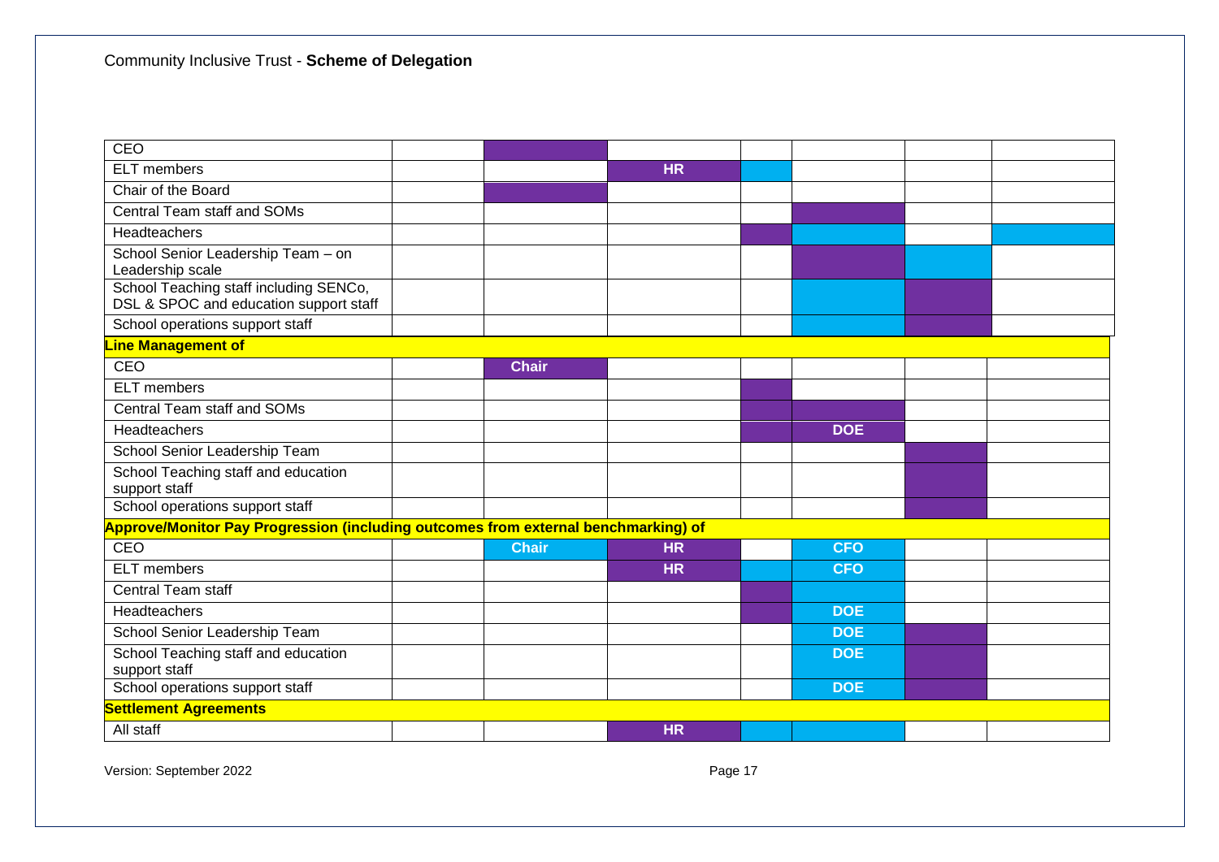Community Inclusive Trust - **Scheme of Delegation**

| | | | | | | | |
|---|---|---|---|---|---|---|---|
| CEO | | | | | | | |
| ELT members | | | HR | | | | |
| Chair of the Board | | | | | | | |
| Central Team staff and SOMs | | | | | | | |
| Headteachers | | | | | | | |
| School Senior Leadership Team – on Leadership scale | | | | | | | |
| School Teaching staff including SENCo, DSL & SPOC and education support staff | | | | | | | |
| School operations support staff | | | | | | | |
| **Line Management of** | | | | | | | |
| CEO | | Chair | | | | | |
| ELT members | | | | | | | |
| Central Team staff and SOMs | | | | | | | |
| Headteachers | | | | | DOE | | |
| School Senior Leadership Team | | | | | | | |
| School Teaching staff and education support staff | | | | | | | |
| School operations support staff | | | | | | | |
| **Approve/Monitor Pay Progression (including outcomes from external benchmarking) of** | | | | | | | |
| CEO | | Chair | HR | | CFO | | |
| ELT members | | | HR | | CFO | | |
| Central Team staff | | | | | | | |
| Headteachers | | | | | DOE | | |
| School Senior Leadership Team | | | | | DOE | | |
| School Teaching staff and education support staff | | | | | DOE | | |
| School operations support staff | | | | | DOE | | |
| **Settlement Agreements** | | | | | | | |
| All staff | | | HR | | | | |

Version: September 2022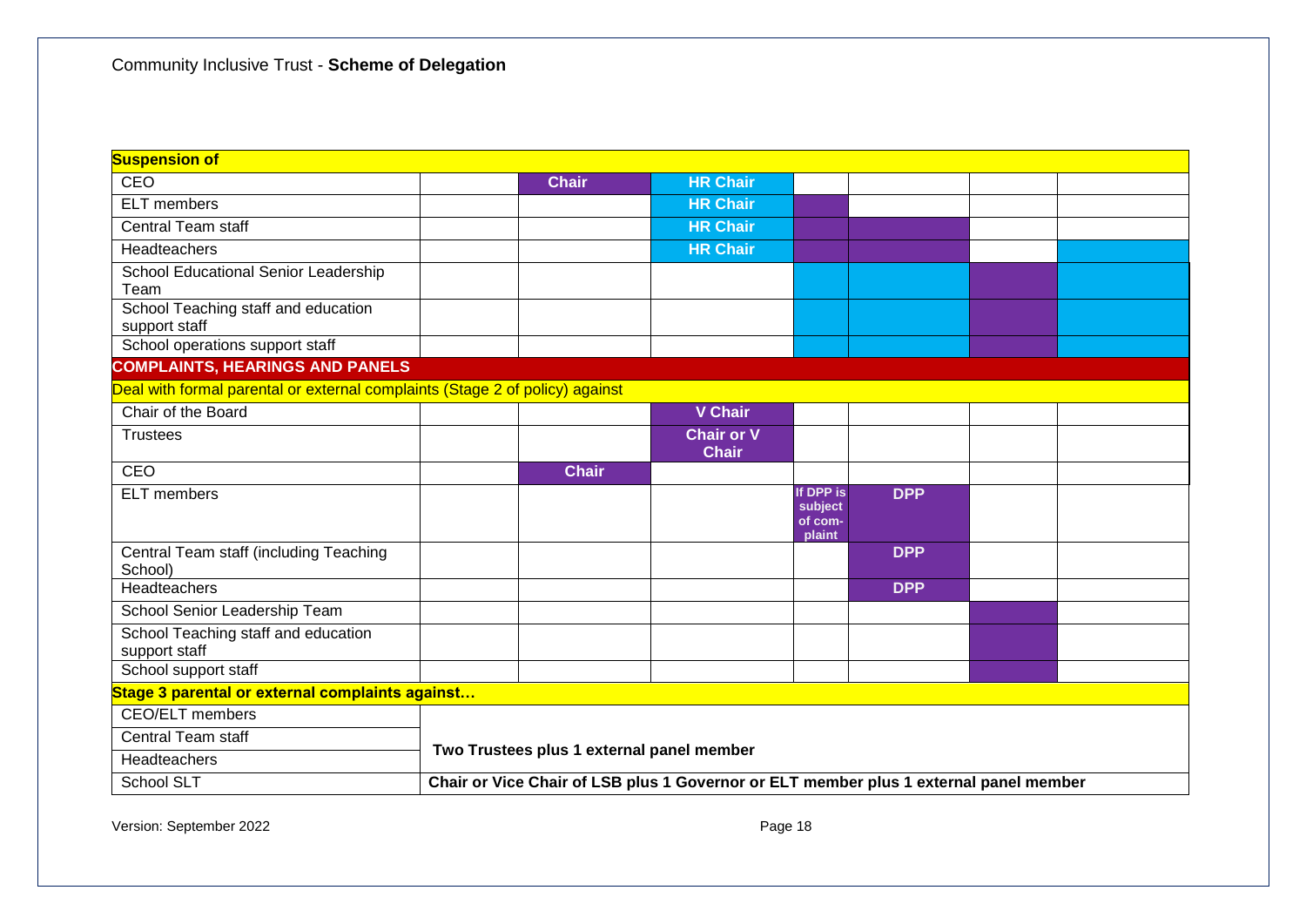Community Inclusive Trust - **Scheme of Delegation**

| **Suspension of** | | | | | | | |
|---|---|---|---|---|---|---|---|
| CEO | | **Chair** | **HR Chair** | | | | |
| ELT members | | | **HR Chair** | | | | |
| Central Team staff | | | **HR Chair** | | | | |
| Headteachers | | | **HR Chair** | | | | |
| School Educational Senior Leadership Team | | | | | | | |
| School Teaching staff and education support staff | | | | | | | |
| School operations support staff | | | | | | | |
| **COMPLAINTS, HEARINGS AND PANELS** | | | | | | | |
| Deal with formal parental or external complaints (Stage 2 of policy) against | | | | | | | |
| Chair of the Board | | | **V Chair** | | | | |
| Trustees | | | **Chair or V Chair** | | | | |
| CEO | | **Chair** | | | | | |
| ELT members | | | | **If DPP is subject of com-plaint** | **DPP** | | |
| Central Team staff (including Teaching School) | | | | | **DPP** | | |
| Headteachers | | | | | **DPP** | | |
| School Senior Leadership Team | | | | | | | |
| School Teaching staff and education support staff | | | | | | | |
| School support staff | | | | | | | |
| **Stage 3 parental or external complaints against…** | | | | | | | |
| CEO/ELT members | **Two Trustees plus 1 external panel member** | | | | | | |
| Central Team staff | | | | | | | |
| Headteachers | | | | | | | |
| School SLT | **Chair or Vice Chair of LSB plus 1 Governor or ELT member plus 1 external panel member** | | | | | | |

Version: September 2022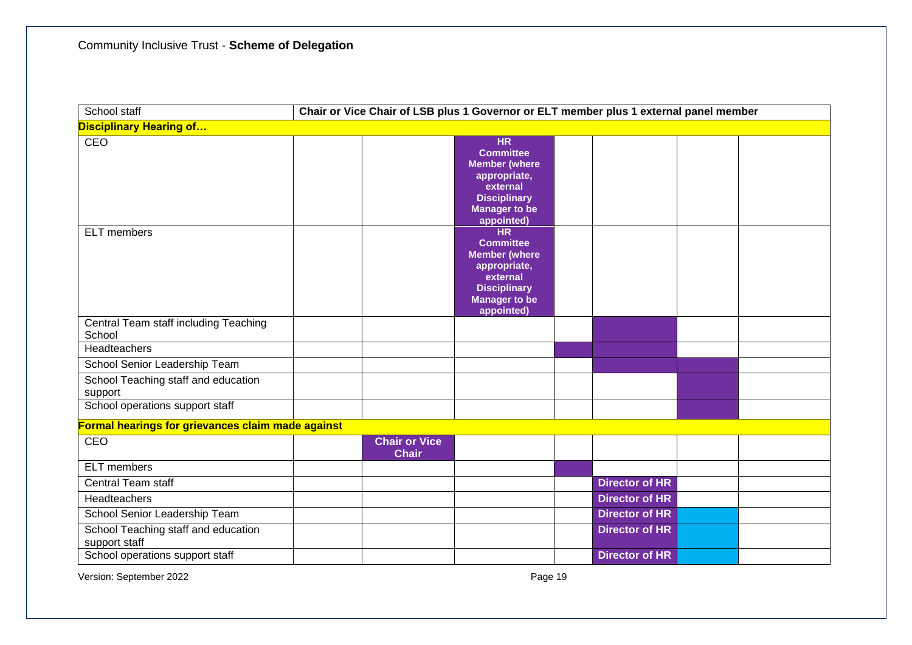Community Inclusive Trust - **Scheme of Delegation**

| School staff | Chair or Vice Chair of LSB plus 1 Governor or ELT member plus 1 external panel member | | | | | | |
|---|---|---|---|---|---|---|---|
| **Disciplinary Hearing of…** | | | | | | | |
| CEO | | | **HR Committee Member (where appropriate, external Disciplinary Manager to be appointed)** | | | | |
| ELT members | | | **HR Committee Member (where appropriate, external Disciplinary Manager to be appointed)** | | | | |
| Central Team staff including Teaching School | | | | | | | |
| Headteachers | | | | | | | |
| School Senior Leadership Team | | | | | | | |
| School Teaching staff and education support | | | | | | | |
| School operations support staff | | | | | | | |
| **Formal hearings for grievances claim made against** | | | | | | | |
| CEO | | **Chair or Vice Chair** | | | | | |
| ELT members | | | | | | | |
| Central Team staff | | | | | **Director of HR** | | |
| Headteachers | | | | | **Director of HR** | | |
| School Senior Leadership Team | | | | | **Director of HR** | | |
| School Teaching staff and education support staff | | | | | **Director of HR** | | |
| School operations support staff | | | | | **Director of HR** | | |

Version: September 2022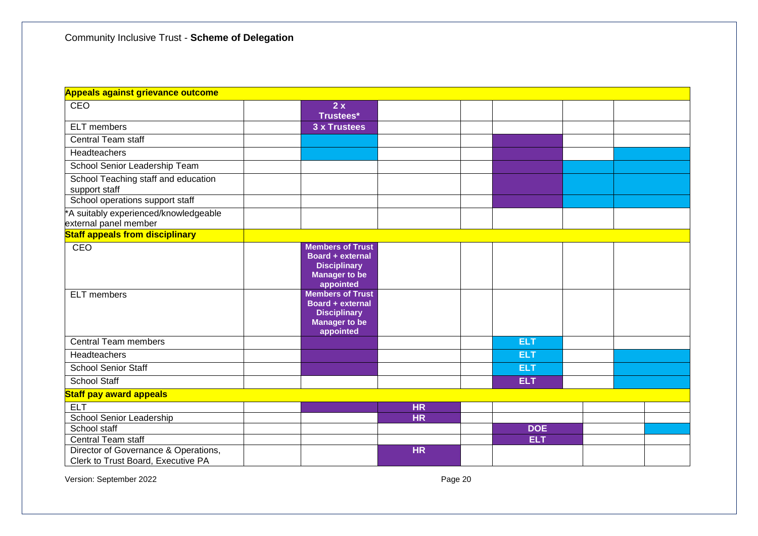Community Inclusive Trust - **Scheme of Delegation**

| | | | | | | | |
|---|---|---|---|---|---|---|---|
| **Appeals against grievance outcome** | | | | | | | |
| CEO | | **2 x Trustees*** | | | | | |
| ELT members | | **3 x Trustees** | | | | | |
| Central Team staff | | | | | | | |
| Headteachers | | | | | | | |
| School Senior Leadership Team | | | | | | | |
| School Teaching staff and education support staff | | | | | | | |
| School operations support staff | | | | | | | |
| *A suitably experienced/knowledgeable external panel member | | | | | | | |
| **Staff appeals from disciplinary** | | | | | | | |
| CEO | | **Members of Trust Board + external Disciplinary Manager to be appointed** | | | | | |
| ELT members | | **Members of Trust Board + external Disciplinary Manager to be appointed** | | | | | |
| Central Team members | | | | | **ELT** | | |
| Headteachers | | | | | **ELT** | | |
| School Senior Staff | | | | | **ELT** | | |
| School Staff | | | | | **ELT** | | |
| **Staff pay award appeals** | | | | | | | |
| ELT | | | **HR** | | | | |
| School Senior Leadership | | | **HR** | | | | |
| School staff | | | | | **DOE** | | |
| Central Team staff | | | | | **ELT** | | |
| Director of Governance & Operations, Clerk to Trust Board, Executive PA | | | **HR** | | | | |

Version: September 2022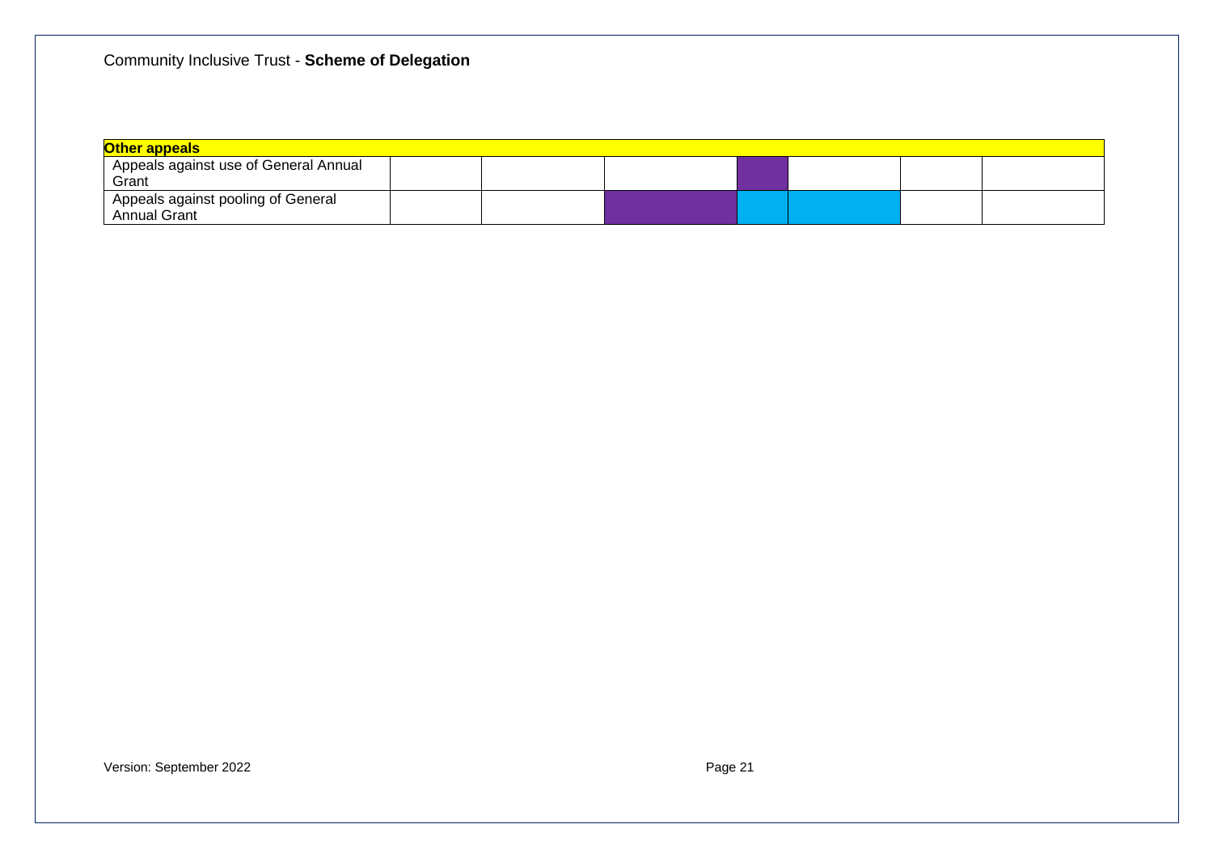Community Inclusive Trust - **Scheme of Delegation**

| **Other appeals** | | | | | | | |
|---|---|---|---|---|---|---|---|
| Appeals against use of General Annual Grant | | | | | | | |
| Appeals against pooling of General Annual Grant | | | | | | | |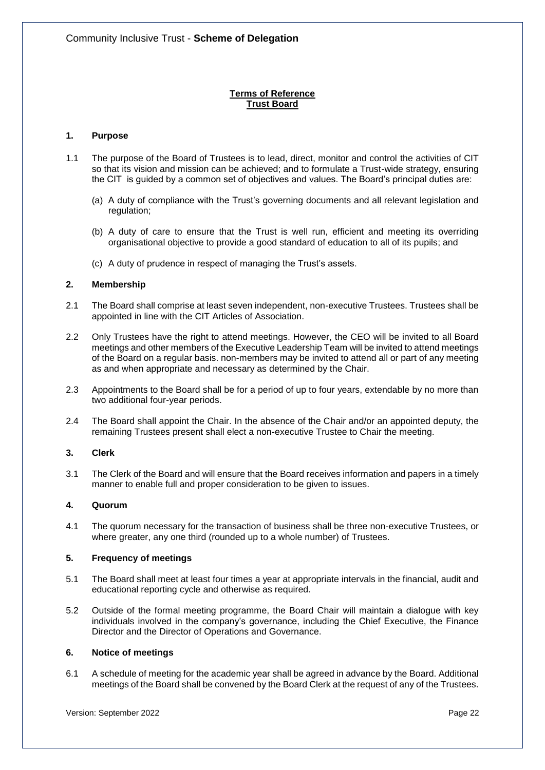**Terms of Reference**
**Trust Board**

## 1. Purpose

1.1 The purpose of the Board of Trustees is to lead, direct, monitor and control the activities of CIT so that its vision and mission can be achieved; and to formulate a Trust-wide strategy, ensuring the CIT is guided by a common set of objectives and values. The Board's principal duties are:

(a) A duty of compliance with the Trust's governing documents and all relevant legislation and regulation;

(b) A duty of care to ensure that the Trust is well run, efficient and meeting its overriding organisational objective to provide a good standard of education to all of its pupils; and

(c) A duty of prudence in respect of managing the Trust's assets.

## 2. Membership

2.1 The Board shall comprise at least seven independent, non-executive Trustees. Trustees shall be appointed in line with the CIT Articles of Association.

2.2 Only Trustees have the right to attend meetings. However, the CEO will be invited to all Board meetings and other members of the Executive Leadership Team will be invited to attend meetings of the Board on a regular basis. non-members may be invited to attend all or part of any meeting as and when appropriate and necessary as determined by the Chair.

2.3 Appointments to the Board shall be for a period of up to four years, extendable by no more than two additional four-year periods.

2.4 The Board shall appoint the Chair. In the absence of the Chair and/or an appointed deputy, the remaining Trustees present shall elect a non-executive Trustee to Chair the meeting.

## 3. Clerk

3.1 The Clerk of the Board and will ensure that the Board receives information and papers in a timely manner to enable full and proper consideration to be given to issues.

## 4. Quorum

4.1 The quorum necessary for the transaction of business shall be three non-executive Trustees, or where greater, any one third (rounded up to a whole number) of Trustees.

## 5. Frequency of meetings

5.1 The Board shall meet at least four times a year at appropriate intervals in the financial, audit and educational reporting cycle and otherwise as required.

5.2 Outside of the formal meeting programme, the Board Chair will maintain a dialogue with key individuals involved in the company's governance, including the Chief Executive, the Finance Director and the Director of Operations and Governance.

## 6. Notice of meetings

6.1 A schedule of meeting for the academic year shall be agreed in advance by the Board. Additional meetings of the Board shall be convened by the Board Clerk at the request of any of the Trustees.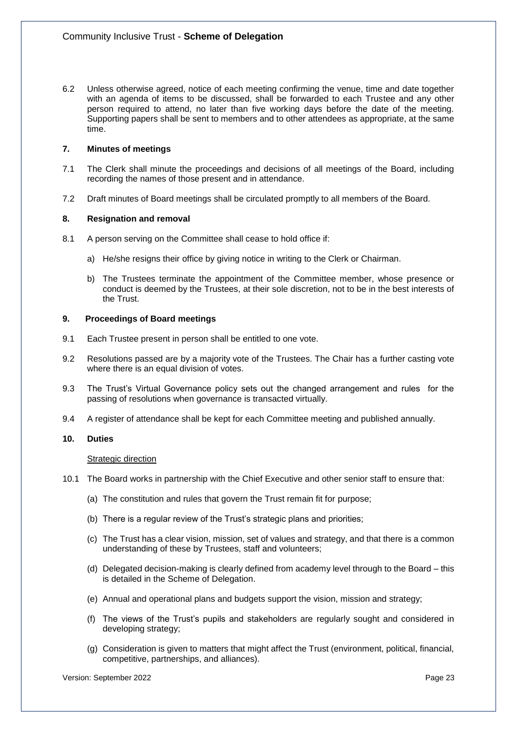6.2 Unless otherwise agreed, notice of each meeting confirming the venue, time and date together with an agenda of items to be discussed, shall be forwarded to each Trustee and any other person required to attend, no later than five working days before the date of the meeting. Supporting papers shall be sent to members and to other attendees as appropriate, at the same time.

### 7. Minutes of meetings

7.1 The Clerk shall minute the proceedings and decisions of all meetings of the Board, including recording the names of those present and in attendance.

7.2 Draft minutes of Board meetings shall be circulated promptly to all members of the Board.

### 8. Resignation and removal

8.1 A person serving on the Committee shall cease to hold office if:

a) He/she resigns their office by giving notice in writing to the Clerk or Chairman.

b) The Trustees terminate the appointment of the Committee member, whose presence or conduct is deemed by the Trustees, at their sole discretion, not to be in the best interests of the Trust.

### 9. Proceedings of Board meetings

9.1 Each Trustee present in person shall be entitled to one vote.

9.2 Resolutions passed are by a majority vote of the Trustees. The Chair has a further casting vote where there is an equal division of votes.

9.3 The Trust's Virtual Governance policy sets out the changed arrangement and rules for the passing of resolutions when governance is transacted virtually.

9.4 A register of attendance shall be kept for each Committee meeting and published annually.

### 10. Duties

Strategic direction

10.1 The Board works in partnership with the Chief Executive and other senior staff to ensure that:

(a) The constitution and rules that govern the Trust remain fit for purpose;

(b) There is a regular review of the Trust's strategic plans and priorities;

(c) The Trust has a clear vision, mission, set of values and strategy, and that there is a common understanding of these by Trustees, staff and volunteers;

(d) Delegated decision-making is clearly defined from academy level through to the Board – this is detailed in the Scheme of Delegation.

(e) Annual and operational plans and budgets support the vision, mission and strategy;

(f) The views of the Trust's pupils and stakeholders are regularly sought and considered in developing strategy;

(g) Consideration is given to matters that might affect the Trust (environment, political, financial, competitive, partnerships, and alliances).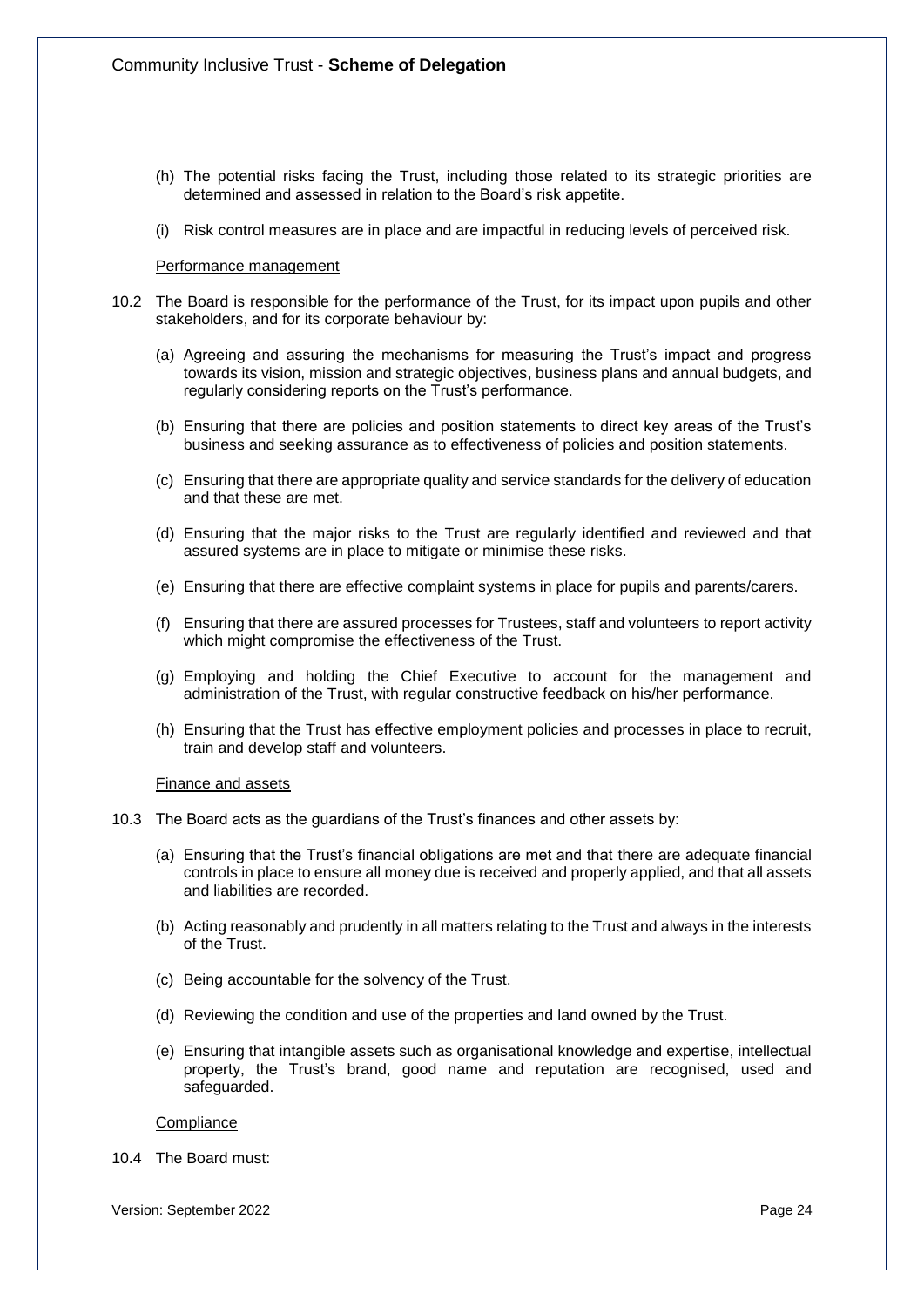(h) The potential risks facing the Trust, including those related to its strategic priorities are determined and assessed in relation to the Board's risk appetite.

(i) Risk control measures are in place and are impactful in reducing levels of perceived risk.

Performance management

10.2 The Board is responsible for the performance of the Trust, for its impact upon pupils and other stakeholders, and for its corporate behaviour by:

(a) Agreeing and assuring the mechanisms for measuring the Trust's impact and progress towards its vision, mission and strategic objectives, business plans and annual budgets, and regularly considering reports on the Trust's performance.

(b) Ensuring that there are policies and position statements to direct key areas of the Trust's business and seeking assurance as to effectiveness of policies and position statements.

(c) Ensuring that there are appropriate quality and service standards for the delivery of education and that these are met.

(d) Ensuring that the major risks to the Trust are regularly identified and reviewed and that assured systems are in place to mitigate or minimise these risks.

(e) Ensuring that there are effective complaint systems in place for pupils and parents/carers.

(f) Ensuring that there are assured processes for Trustees, staff and volunteers to report activity which might compromise the effectiveness of the Trust.

(g) Employing and holding the Chief Executive to account for the management and administration of the Trust, with regular constructive feedback on his/her performance.

(h) Ensuring that the Trust has effective employment policies and processes in place to recruit, train and develop staff and volunteers.

Finance and assets

10.3 The Board acts as the guardians of the Trust's finances and other assets by:

(a) Ensuring that the Trust's financial obligations are met and that there are adequate financial controls in place to ensure all money due is received and properly applied, and that all assets and liabilities are recorded.

(b) Acting reasonably and prudently in all matters relating to the Trust and always in the interests of the Trust.

(c) Being accountable for the solvency of the Trust.

(d) Reviewing the condition and use of the properties and land owned by the Trust.

(e) Ensuring that intangible assets such as organisational knowledge and expertise, intellectual property, the Trust's brand, good name and reputation are recognised, used and safeguarded.

Compliance

10.4 The Board must: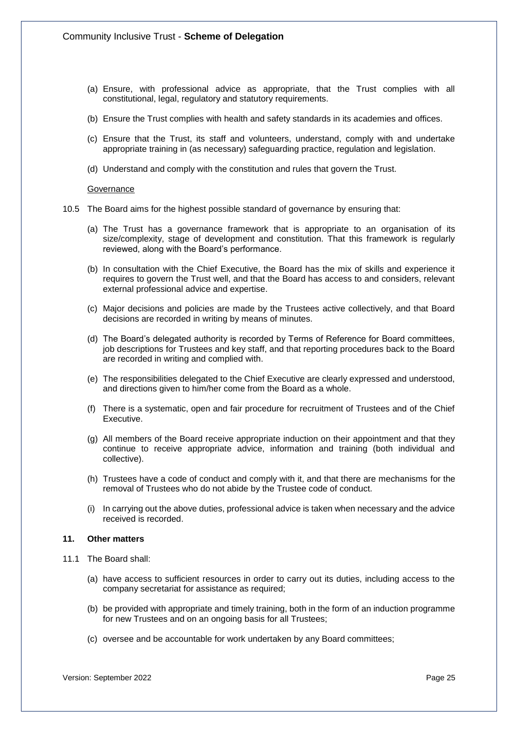(a) Ensure, with professional advice as appropriate, that the Trust complies with all constitutional, legal, regulatory and statutory requirements.

(b) Ensure the Trust complies with health and safety standards in its academies and offices.

(c) Ensure that the Trust, its staff and volunteers, understand, comply with and undertake appropriate training in (as necessary) safeguarding practice, regulation and legislation.

(d) Understand and comply with the constitution and rules that govern the Trust.

<u>Governance</u>

10.5 The Board aims for the highest possible standard of governance by ensuring that:

(a) The Trust has a governance framework that is appropriate to an organisation of its size/complexity, stage of development and constitution. That this framework is regularly reviewed, along with the Board's performance.

(b) In consultation with the Chief Executive, the Board has the mix of skills and experience it requires to govern the Trust well, and that the Board has access to and considers, relevant external professional advice and expertise.

(c) Major decisions and policies are made by the Trustees active collectively, and that Board decisions are recorded in writing by means of minutes.

(d) The Board's delegated authority is recorded by Terms of Reference for Board committees, job descriptions for Trustees and key staff, and that reporting procedures back to the Board are recorded in writing and complied with.

(e) The responsibilities delegated to the Chief Executive are clearly expressed and understood, and directions given to him/her come from the Board as a whole.

(f) There is a systematic, open and fair procedure for recruitment of Trustees and of the Chief Executive.

(g) All members of the Board receive appropriate induction on their appointment and that they continue to receive appropriate advice, information and training (both individual and collective).

(h) Trustees have a code of conduct and comply with it, and that there are mechanisms for the removal of Trustees who do not abide by the Trustee code of conduct.

(i) In carrying out the above duties, professional advice is taken when necessary and the advice received is recorded.

## 11. Other matters

11.1 The Board shall:

(a) have access to sufficient resources in order to carry out its duties, including access to the company secretariat for assistance as required;

(b) be provided with appropriate and timely training, both in the form of an induction programme for new Trustees and on an ongoing basis for all Trustees;

(c) oversee and be accountable for work undertaken by any Board committees;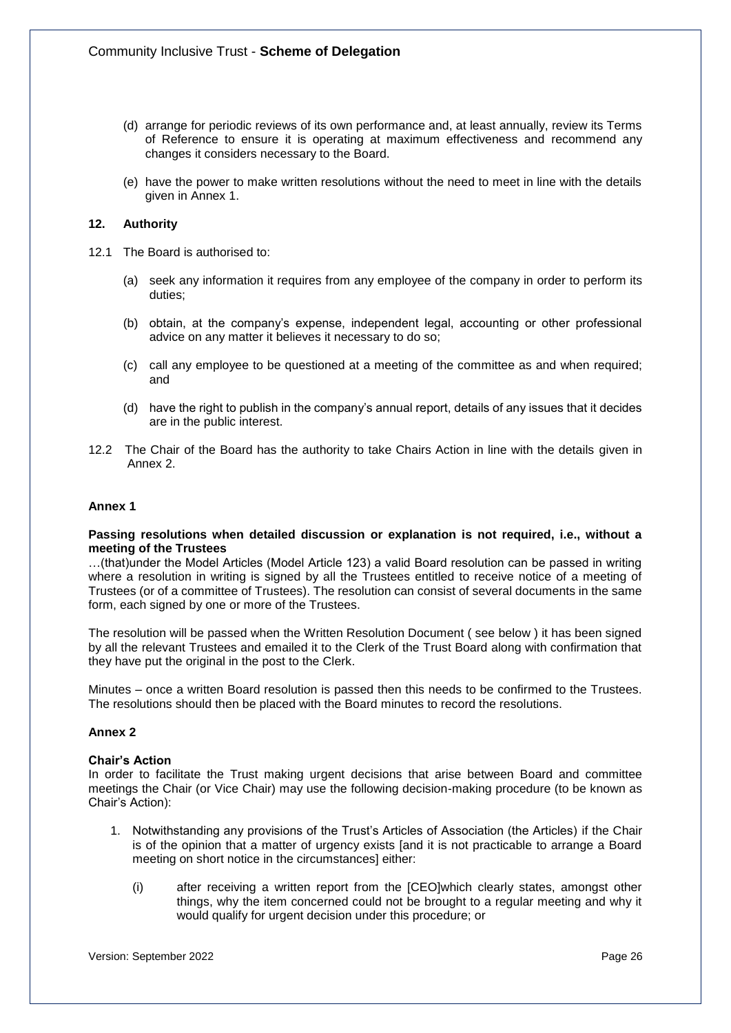(d) arrange for periodic reviews of its own performance and, at least annually, review its Terms of Reference to ensure it is operating at maximum effectiveness and recommend any changes it considers necessary to the Board.

(e) have the power to make written resolutions without the need to meet in line with the details given in Annex 1.

## 12. Authority

12.1 The Board is authorised to:

(a) seek any information it requires from any employee of the company in order to perform its duties;

(b) obtain, at the company's expense, independent legal, accounting or other professional advice on any matter it believes it necessary to do so;

(c) call any employee to be questioned at a meeting of the committee as and when required; and

(d) have the right to publish in the company's annual report, details of any issues that it decides are in the public interest.

12.2 The Chair of the Board has the authority to take Chairs Action in line with the details given in Annex 2.

## Annex 1

**Passing resolutions when detailed discussion or explanation is not required, i.e., without a meeting of the Trustees**

…(that)under the Model Articles (Model Article 123) a valid Board resolution can be passed in writing where a resolution in writing is signed by all the Trustees entitled to receive notice of a meeting of Trustees (or of a committee of Trustees). The resolution can consist of several documents in the same form, each signed by one or more of the Trustees.

The resolution will be passed when the Written Resolution Document ( see below ) it has been signed by all the relevant Trustees and emailed it to the Clerk of the Trust Board along with confirmation that they have put the original in the post to the Clerk.

Minutes – once a written Board resolution is passed then this needs to be confirmed to the Trustees. The resolutions should then be placed with the Board minutes to record the resolutions.

## Annex 2

**Chair's Action**

In order to facilitate the Trust making urgent decisions that arise between Board and committee meetings the Chair (or Vice Chair) may use the following decision-making procedure (to be known as Chair's Action):

1. Notwithstanding any provisions of the Trust's Articles of Association (the Articles) if the Chair is of the opinion that a matter of urgency exists [and it is not practicable to arrange a Board meeting on short notice in the circumstances] either:

   (i) after receiving a written report from the [CEO]which clearly states, amongst other things, why the item concerned could not be brought to a regular meeting and why it would qualify for urgent decision under this procedure; or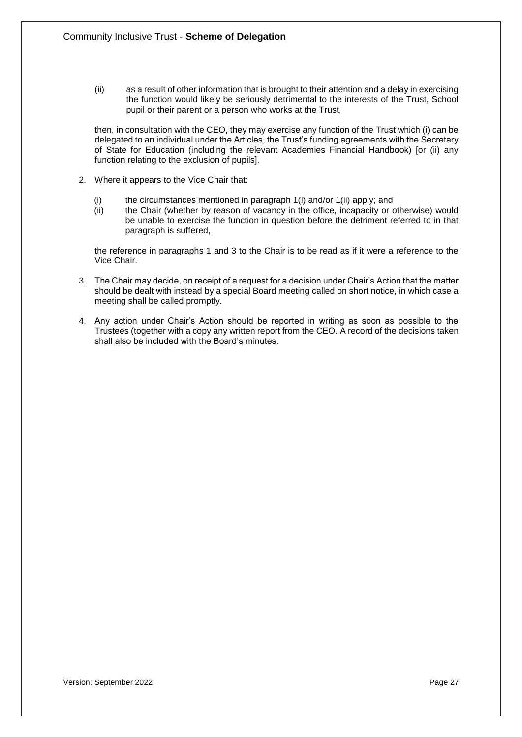(ii) as a result of other information that is brought to their attention and a delay in exercising the function would likely be seriously detrimental to the interests of the Trust, School pupil or their parent or a person who works at the Trust,

then, in consultation with the CEO, they may exercise any function of the Trust which (i) can be delegated to an individual under the Articles, the Trust's funding agreements with the Secretary of State for Education (including the relevant Academies Financial Handbook) [or (ii) any function relating to the exclusion of pupils].

2. Where it appears to the Vice Chair that:

   (i) the circumstances mentioned in paragraph 1(i) and/or 1(ii) apply; and
   
   (ii) the Chair (whether by reason of vacancy in the office, incapacity or otherwise) would be unable to exercise the function in question before the detriment referred to in that paragraph is suffered,

   the reference in paragraphs 1 and 3 to the Chair is to be read as if it were a reference to the Vice Chair.

3. The Chair may decide, on receipt of a request for a decision under Chair's Action that the matter should be dealt with instead by a special Board meeting called on short notice, in which case a meeting shall be called promptly.

4. Any action under Chair's Action should be reported in writing as soon as possible to the Trustees (together with a copy any written report from the CEO. A record of the decisions taken shall also be included with the Board's minutes.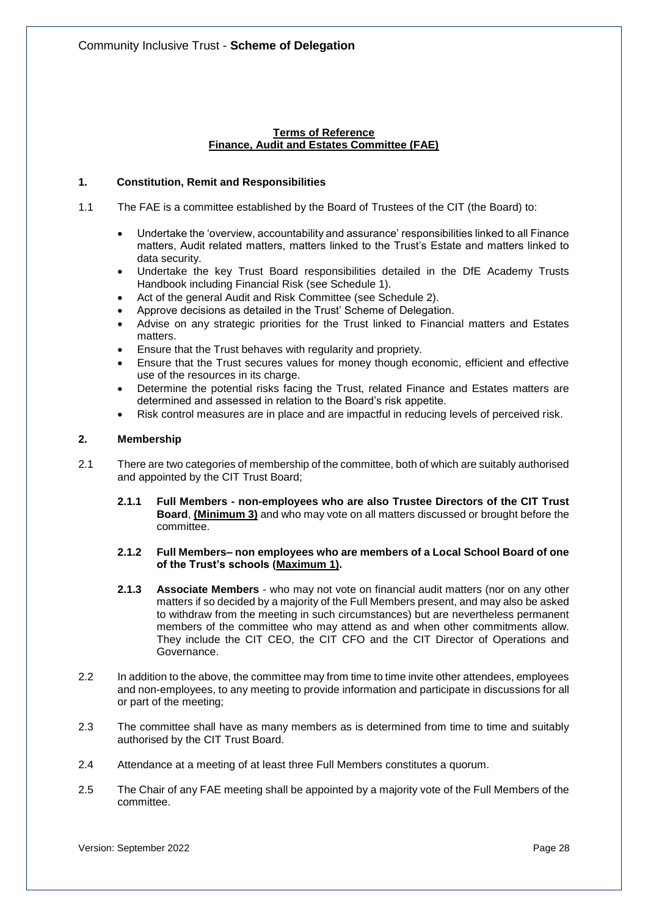**Terms of Reference**
**Finance, Audit and Estates Committee (FAE)**

## 1. Constitution, Remit and Responsibilities

1.1 The FAE is a committee established by the Board of Trustees of the CIT (the Board) to:

- Undertake the 'overview, accountability and assurance' responsibilities linked to all Finance matters, Audit related matters, matters linked to the Trust's Estate and matters linked to data security.
- Undertake the key Trust Board responsibilities detailed in the DfE Academy Trusts Handbook including Financial Risk (see Schedule 1).
- Act of the general Audit and Risk Committee (see Schedule 2).
- Approve decisions as detailed in the Trust' Scheme of Delegation.
- Advise on any strategic priorities for the Trust linked to Financial matters and Estates matters.
- Ensure that the Trust behaves with regularity and propriety.
- Ensure that the Trust secures values for money though economic, efficient and effective use of the resources in its charge.
- Determine the potential risks facing the Trust, related Finance and Estates matters are determined and assessed in relation to the Board's risk appetite.
- Risk control measures are in place and are impactful in reducing levels of perceived risk.

## 2. Membership

2.1 There are two categories of membership of the committee, both of which are suitably authorised and appointed by the CIT Trust Board;

**2.1.1 Full Members - non-employees who are also Trustee Directors of the CIT Trust Board**, **(Minimum 3)** and who may vote on all matters discussed or brought before the committee.

**2.1.2 Full Members– non employees who are members of a Local School Board of one of the Trust's schools (Maximum 1).**

**2.1.3 Associate Members** - who may not vote on financial audit matters (nor on any other matters if so decided by a majority of the Full Members present, and may also be asked to withdraw from the meeting in such circumstances) but are nevertheless permanent members of the committee who may attend as and when other commitments allow. They include the CIT CEO, the CIT CFO and the CIT Director of Operations and Governance.

2.2 In addition to the above, the committee may from time to time invite other attendees, employees and non-employees, to any meeting to provide information and participate in discussions for all or part of the meeting;

2.3 The committee shall have as many members as is determined from time to time and suitably authorised by the CIT Trust Board.

2.4 Attendance at a meeting of at least three Full Members constitutes a quorum.

2.5 The Chair of any FAE meeting shall be appointed by a majority vote of the Full Members of the committee.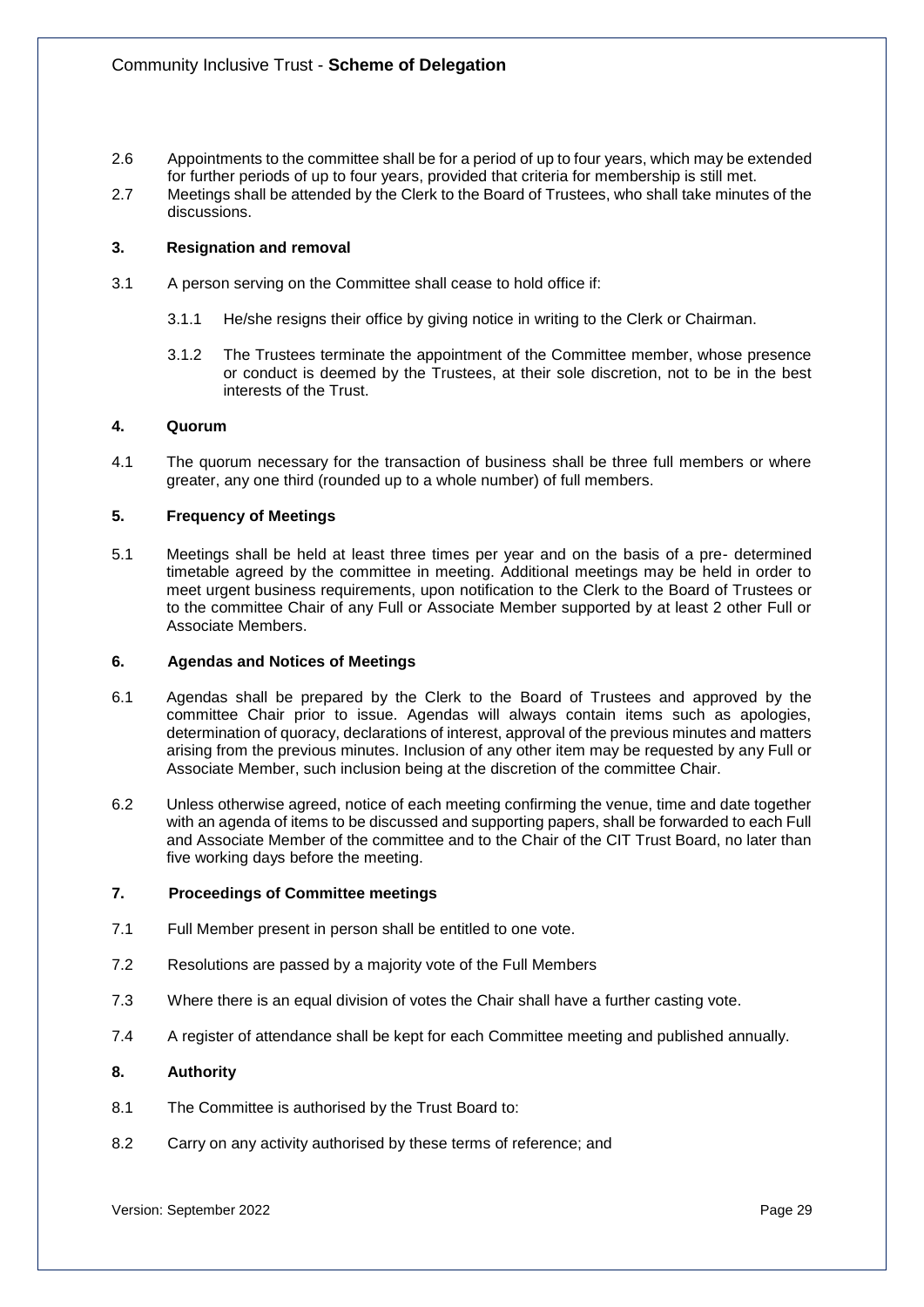2.6 Appointments to the committee shall be for a period of up to four years, which may be extended for further periods of up to four years, provided that criteria for membership is still met.

2.7 Meetings shall be attended by the Clerk to the Board of Trustees, who shall take minutes of the discussions.

### 3. Resignation and removal

3.1 A person serving on the Committee shall cease to hold office if:

3.1.1 He/she resigns their office by giving notice in writing to the Clerk or Chairman.

3.1.2 The Trustees terminate the appointment of the Committee member, whose presence or conduct is deemed by the Trustees, at their sole discretion, not to be in the best interests of the Trust.

### 4. Quorum

4.1 The quorum necessary for the transaction of business shall be three full members or where greater, any one third (rounded up to a whole number) of full members.

### 5. Frequency of Meetings

5.1 Meetings shall be held at least three times per year and on the basis of a pre- determined timetable agreed by the committee in meeting. Additional meetings may be held in order to meet urgent business requirements, upon notification to the Clerk to the Board of Trustees or to the committee Chair of any Full or Associate Member supported by at least 2 other Full or Associate Members.

### 6. Agendas and Notices of Meetings

6.1 Agendas shall be prepared by the Clerk to the Board of Trustees and approved by the committee Chair prior to issue. Agendas will always contain items such as apologies, determination of quoracy, declarations of interest, approval of the previous minutes and matters arising from the previous minutes. Inclusion of any other item may be requested by any Full or Associate Member, such inclusion being at the discretion of the committee Chair.

6.2 Unless otherwise agreed, notice of each meeting confirming the venue, time and date together with an agenda of items to be discussed and supporting papers, shall be forwarded to each Full and Associate Member of the committee and to the Chair of the CIT Trust Board, no later than five working days before the meeting.

### 7. Proceedings of Committee meetings

7.1 Full Member present in person shall be entitled to one vote.

7.2 Resolutions are passed by a majority vote of the Full Members

7.3 Where there is an equal division of votes the Chair shall have a further casting vote.

7.4 A register of attendance shall be kept for each Committee meeting and published annually.

### 8. Authority

8.1 The Committee is authorised by the Trust Board to:

8.2 Carry on any activity authorised by these terms of reference; and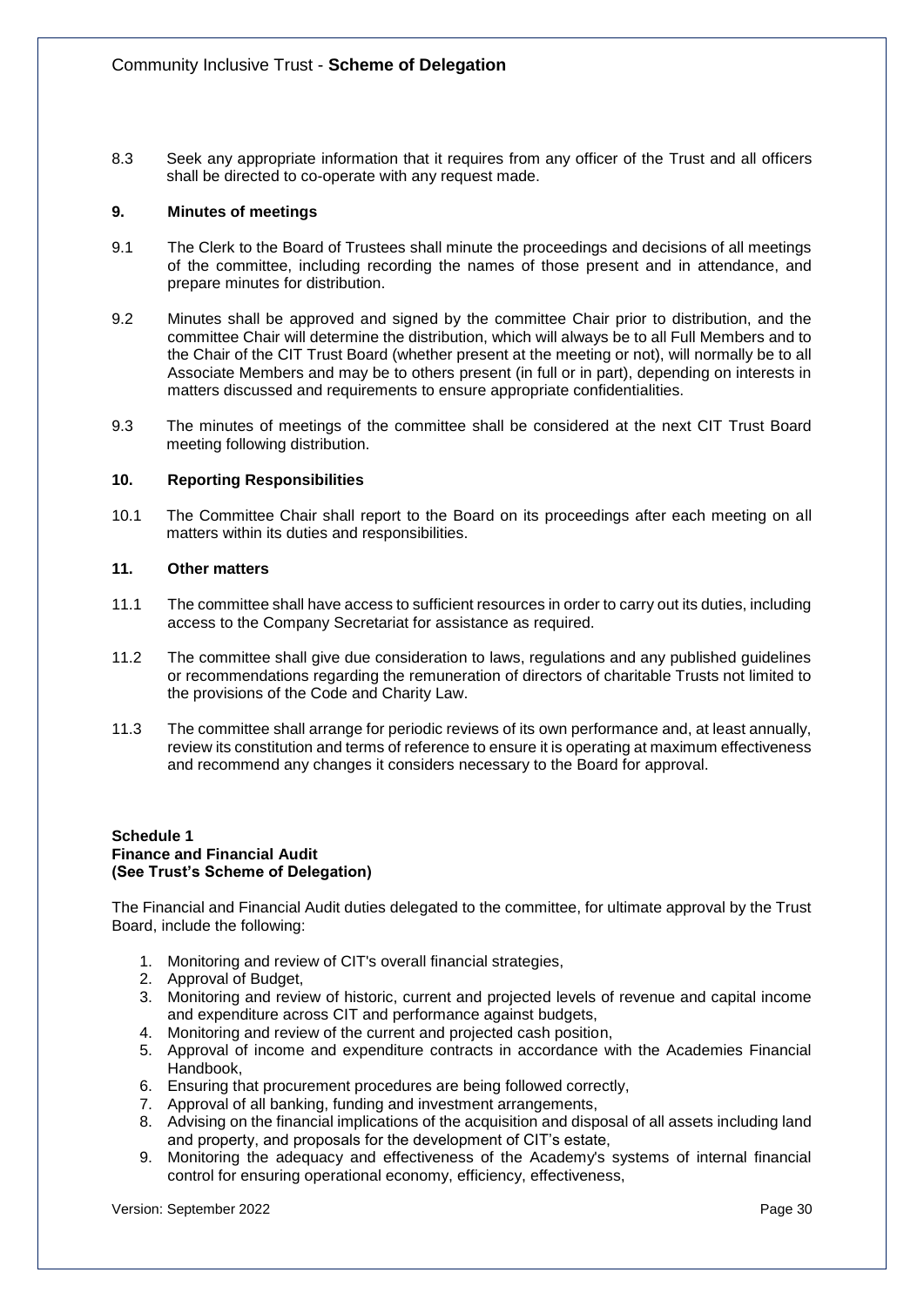8.3 Seek any appropriate information that it requires from any officer of the Trust and all officers shall be directed to co-operate with any request made.

### 9. Minutes of meetings

9.1 The Clerk to the Board of Trustees shall minute the proceedings and decisions of all meetings of the committee, including recording the names of those present and in attendance, and prepare minutes for distribution.

9.2 Minutes shall be approved and signed by the committee Chair prior to distribution, and the committee Chair will determine the distribution, which will always be to all Full Members and to the Chair of the CIT Trust Board (whether present at the meeting or not), will normally be to all Associate Members and may be to others present (in full or in part), depending on interests in matters discussed and requirements to ensure appropriate confidentialities.

9.3 The minutes of meetings of the committee shall be considered at the next CIT Trust Board meeting following distribution.

### 10. Reporting Responsibilities

10.1 The Committee Chair shall report to the Board on its proceedings after each meeting on all matters within its duties and responsibilities.

### 11. Other matters

11.1 The committee shall have access to sufficient resources in order to carry out its duties, including access to the Company Secretariat for assistance as required.

11.2 The committee shall give due consideration to laws, regulations and any published guidelines or recommendations regarding the remuneration of directors of charitable Trusts not limited to the provisions of the Code and Charity Law.

11.3 The committee shall arrange for periodic reviews of its own performance and, at least annually, review its constitution and terms of reference to ensure it is operating at maximum effectiveness and recommend any changes it considers necessary to the Board for approval.

**Schedule 1**
**Finance and Financial Audit**
**(See Trust's Scheme of Delegation)**

The Financial and Financial Audit duties delegated to the committee, for ultimate approval by the Trust Board, include the following:

1. Monitoring and review of CIT's overall financial strategies,
2. Approval of Budget,
3. Monitoring and review of historic, current and projected levels of revenue and capital income and expenditure across CIT and performance against budgets,
4. Monitoring and review of the current and projected cash position,
5. Approval of income and expenditure contracts in accordance with the Academies Financial Handbook,
6. Ensuring that procurement procedures are being followed correctly,
7. Approval of all banking, funding and investment arrangements,
8. Advising on the financial implications of the acquisition and disposal of all assets including land and property, and proposals for the development of CIT's estate,
9. Monitoring the adequacy and effectiveness of the Academy's systems of internal financial control for ensuring operational economy, efficiency, effectiveness,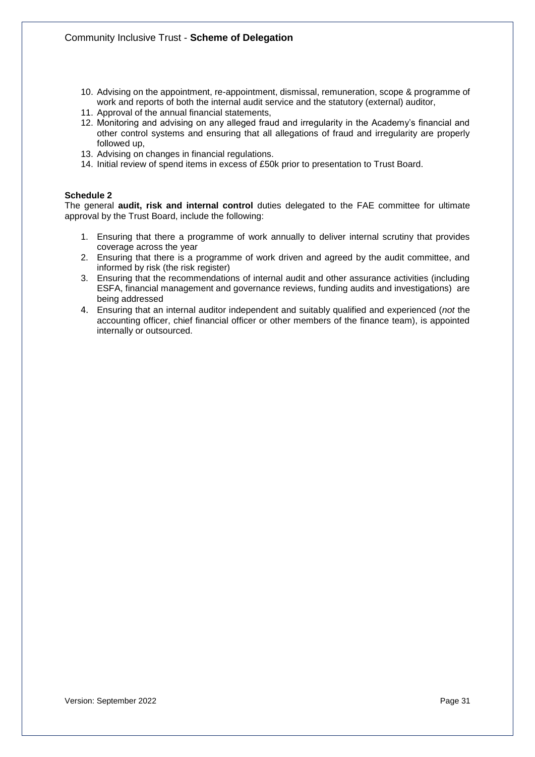10. Advising on the appointment, re-appointment, dismissal, remuneration, scope & programme of work and reports of both the internal audit service and the statutory (external) auditor,
11. Approval of the annual financial statements,
12. Monitoring and advising on any alleged fraud and irregularity in the Academy's financial and other control systems and ensuring that all allegations of fraud and irregularity are properly followed up,
13. Advising on changes in financial regulations.
14. Initial review of spend items in excess of £50k prior to presentation to Trust Board.

**Schedule 2**

The general **audit, risk and internal control** duties delegated to the FAE committee for ultimate approval by the Trust Board, include the following:

1. Ensuring that there a programme of work annually to deliver internal scrutiny that provides coverage across the year
2. Ensuring that there is a programme of work driven and agreed by the audit committee, and informed by risk (the risk register)
3. Ensuring that the recommendations of internal audit and other assurance activities (including ESFA, financial management and governance reviews, funding audits and investigations) are being addressed
4. Ensuring that an internal auditor independent and suitably qualified and experienced (*not* the accounting officer, chief financial officer or other members of the finance team), is appointed internally or outsourced.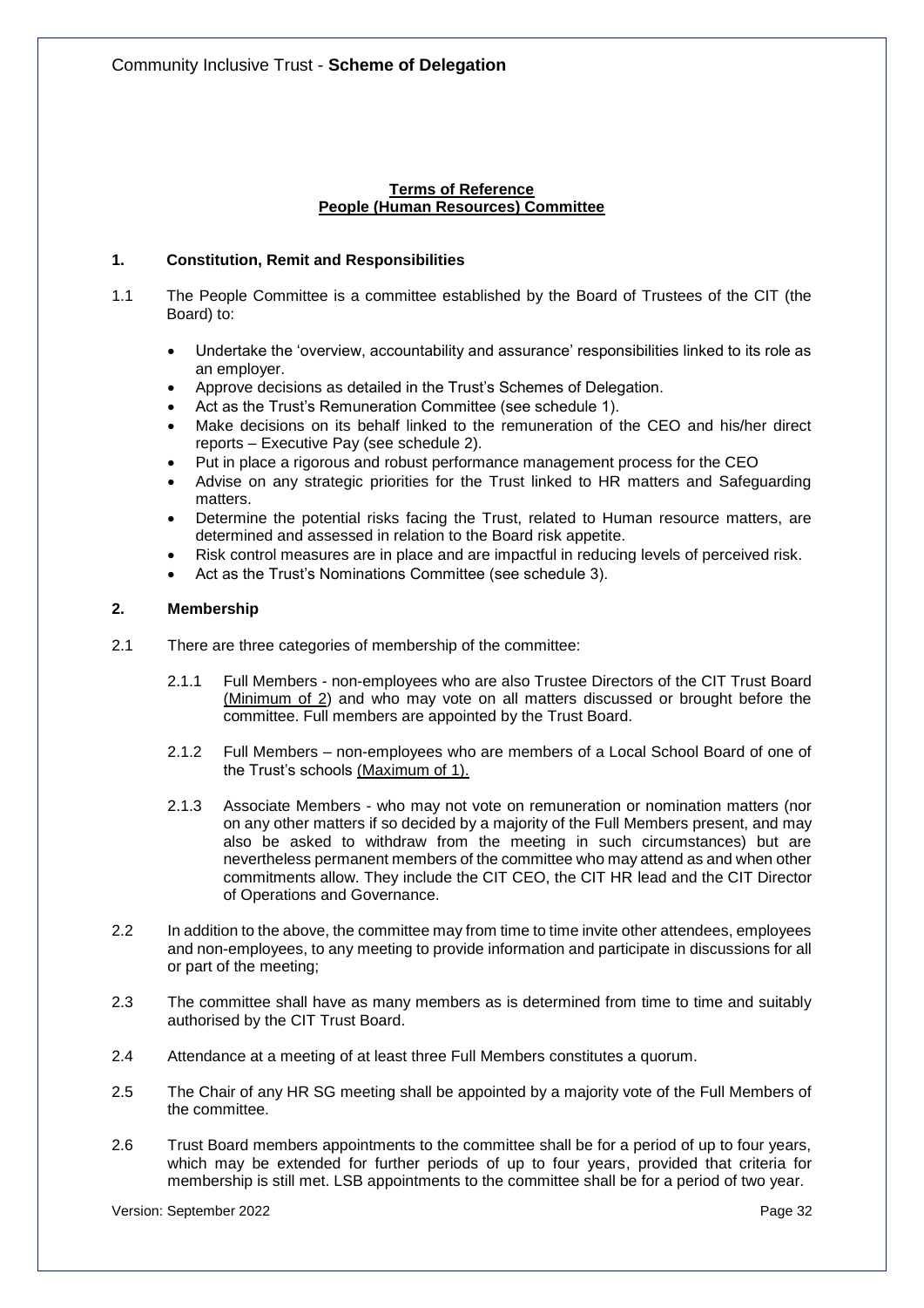**Terms of Reference**
**People (Human Resources) Committee**

## 1. Constitution, Remit and Responsibilities

1.1 The People Committee is a committee established by the Board of Trustees of the CIT (the Board) to:

- Undertake the 'overview, accountability and assurance' responsibilities linked to its role as an employer.
- Approve decisions as detailed in the Trust's Schemes of Delegation.
- Act as the Trust's Remuneration Committee (see schedule 1).
- Make decisions on its behalf linked to the remuneration of the CEO and his/her direct reports – Executive Pay (see schedule 2).
- Put in place a rigorous and robust performance management process for the CEO
- Advise on any strategic priorities for the Trust linked to HR matters and Safeguarding matters.
- Determine the potential risks facing the Trust, related to Human resource matters, are determined and assessed in relation to the Board risk appetite.
- Risk control measures are in place and are impactful in reducing levels of perceived risk.
- Act as the Trust's Nominations Committee (see schedule 3).

## 2. Membership

2.1 There are three categories of membership of the committee:

2.1.1 Full Members - non-employees who are also Trustee Directors of the CIT Trust Board (Minimum of 2) and who may vote on all matters discussed or brought before the committee. Full members are appointed by the Trust Board.

2.1.2 Full Members – non-employees who are members of a Local School Board of one of the Trust's schools (Maximum of 1).

2.1.3 Associate Members - who may not vote on remuneration or nomination matters (nor on any other matters if so decided by a majority of the Full Members present, and may also be asked to withdraw from the meeting in such circumstances) but are nevertheless permanent members of the committee who may attend as and when other commitments allow. They include the CIT CEO, the CIT HR lead and the CIT Director of Operations and Governance.

2.2 In addition to the above, the committee may from time to time invite other attendees, employees and non-employees, to any meeting to provide information and participate in discussions for all or part of the meeting;

2.3 The committee shall have as many members as is determined from time to time and suitably authorised by the CIT Trust Board.

2.4 Attendance at a meeting of at least three Full Members constitutes a quorum.

2.5 The Chair of any HR SG meeting shall be appointed by a majority vote of the Full Members of the committee.

2.6 Trust Board members appointments to the committee shall be for a period of up to four years, which may be extended for further periods of up to four years, provided that criteria for membership is still met. LSB appointments to the committee shall be for a period of two year.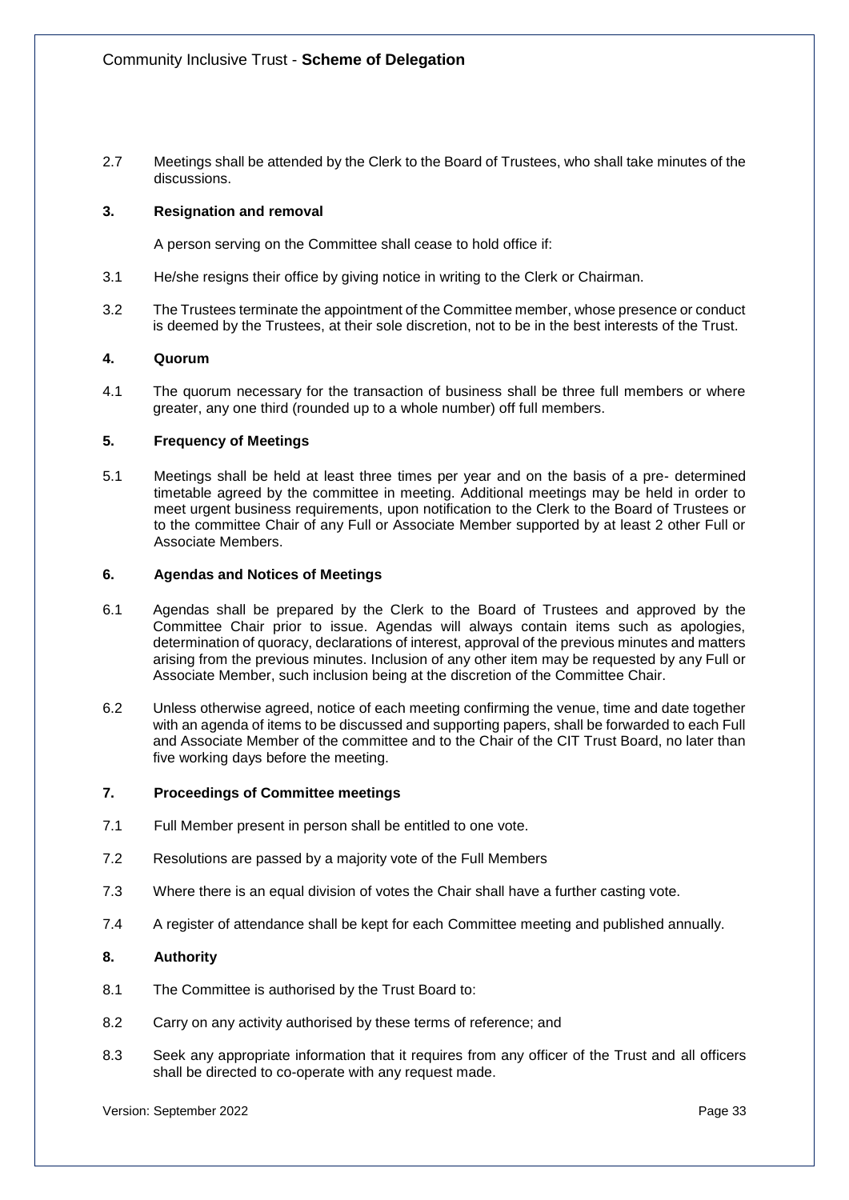2.7 Meetings shall be attended by the Clerk to the Board of Trustees, who shall take minutes of the discussions.

### 3. Resignation and removal

A person serving on the Committee shall cease to hold office if:

3.1 He/she resigns their office by giving notice in writing to the Clerk or Chairman.

3.2 The Trustees terminate the appointment of the Committee member, whose presence or conduct is deemed by the Trustees, at their sole discretion, not to be in the best interests of the Trust.

### 4. Quorum

4.1 The quorum necessary for the transaction of business shall be three full members or where greater, any one third (rounded up to a whole number) off full members.

### 5. Frequency of Meetings

5.1 Meetings shall be held at least three times per year and on the basis of a pre- determined timetable agreed by the committee in meeting. Additional meetings may be held in order to meet urgent business requirements, upon notification to the Clerk to the Board of Trustees or to the committee Chair of any Full or Associate Member supported by at least 2 other Full or Associate Members.

### 6. Agendas and Notices of Meetings

6.1 Agendas shall be prepared by the Clerk to the Board of Trustees and approved by the Committee Chair prior to issue. Agendas will always contain items such as apologies, determination of quoracy, declarations of interest, approval of the previous minutes and matters arising from the previous minutes. Inclusion of any other item may be requested by any Full or Associate Member, such inclusion being at the discretion of the Committee Chair.

6.2 Unless otherwise agreed, notice of each meeting confirming the venue, time and date together with an agenda of items to be discussed and supporting papers, shall be forwarded to each Full and Associate Member of the committee and to the Chair of the CIT Trust Board, no later than five working days before the meeting.

### 7. Proceedings of Committee meetings

7.1 Full Member present in person shall be entitled to one vote.

7.2 Resolutions are passed by a majority vote of the Full Members

7.3 Where there is an equal division of votes the Chair shall have a further casting vote.

7.4 A register of attendance shall be kept for each Committee meeting and published annually.

### 8. Authority

8.1 The Committee is authorised by the Trust Board to:

8.2 Carry on any activity authorised by these terms of reference; and

8.3 Seek any appropriate information that it requires from any officer of the Trust and all officers shall be directed to co-operate with any request made.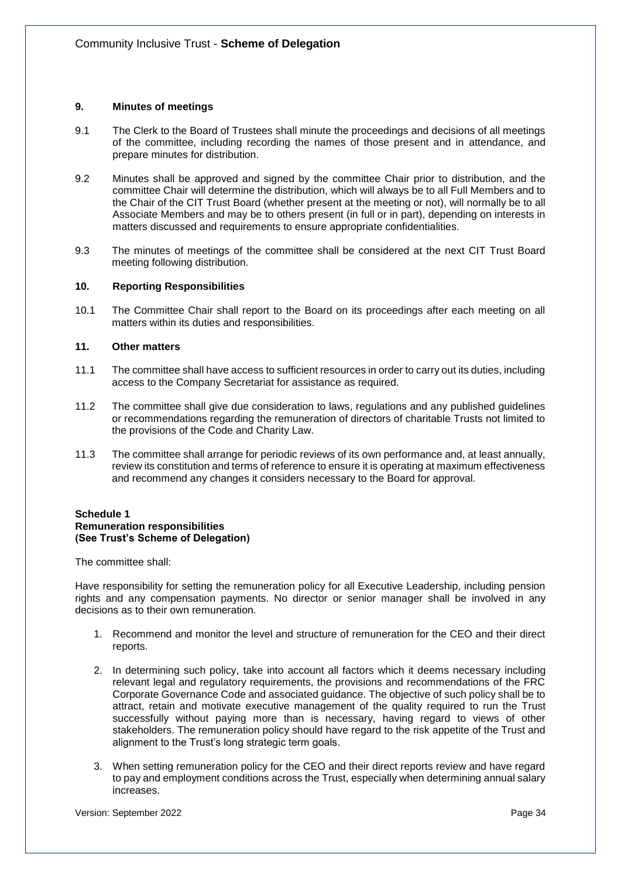### 9. Minutes of meetings

9.1 The Clerk to the Board of Trustees shall minute the proceedings and decisions of all meetings of the committee, including recording the names of those present and in attendance, and prepare minutes for distribution.

9.2 Minutes shall be approved and signed by the committee Chair prior to distribution, and the committee Chair will determine the distribution, which will always be to all Full Members and to the Chair of the CIT Trust Board (whether present at the meeting or not), will normally be to all Associate Members and may be to others present (in full or in part), depending on interests in matters discussed and requirements to ensure appropriate confidentialities.

9.3 The minutes of meetings of the committee shall be considered at the next CIT Trust Board meeting following distribution.

### 10. Reporting Responsibilities

10.1 The Committee Chair shall report to the Board on its proceedings after each meeting on all matters within its duties and responsibilities.

### 11. Other matters

11.1 The committee shall have access to sufficient resources in order to carry out its duties, including access to the Company Secretariat for assistance as required.

11.2 The committee shall give due consideration to laws, regulations and any published guidelines or recommendations regarding the remuneration of directors of charitable Trusts not limited to the provisions of the Code and Charity Law.

11.3 The committee shall arrange for periodic reviews of its own performance and, at least annually, review its constitution and terms of reference to ensure it is operating at maximum effectiveness and recommend any changes it considers necessary to the Board for approval.

**Schedule 1**
**Remuneration responsibilities**
**(See Trust's Scheme of Delegation)**

The committee shall:

Have responsibility for setting the remuneration policy for all Executive Leadership, including pension rights and any compensation payments. No director or senior manager shall be involved in any decisions as to their own remuneration.

1. Recommend and monitor the level and structure of remuneration for the CEO and their direct reports.
2. In determining such policy, take into account all factors which it deems necessary including relevant legal and regulatory requirements, the provisions and recommendations of the FRC Corporate Governance Code and associated guidance. The objective of such policy shall be to attract, retain and motivate executive management of the quality required to run the Trust successfully without paying more than is necessary, having regard to views of other stakeholders. The remuneration policy should have regard to the risk appetite of the Trust and alignment to the Trust's long strategic term goals.
3. When setting remuneration policy for the CEO and their direct reports review and have regard to pay and employment conditions across the Trust, especially when determining annual salary increases.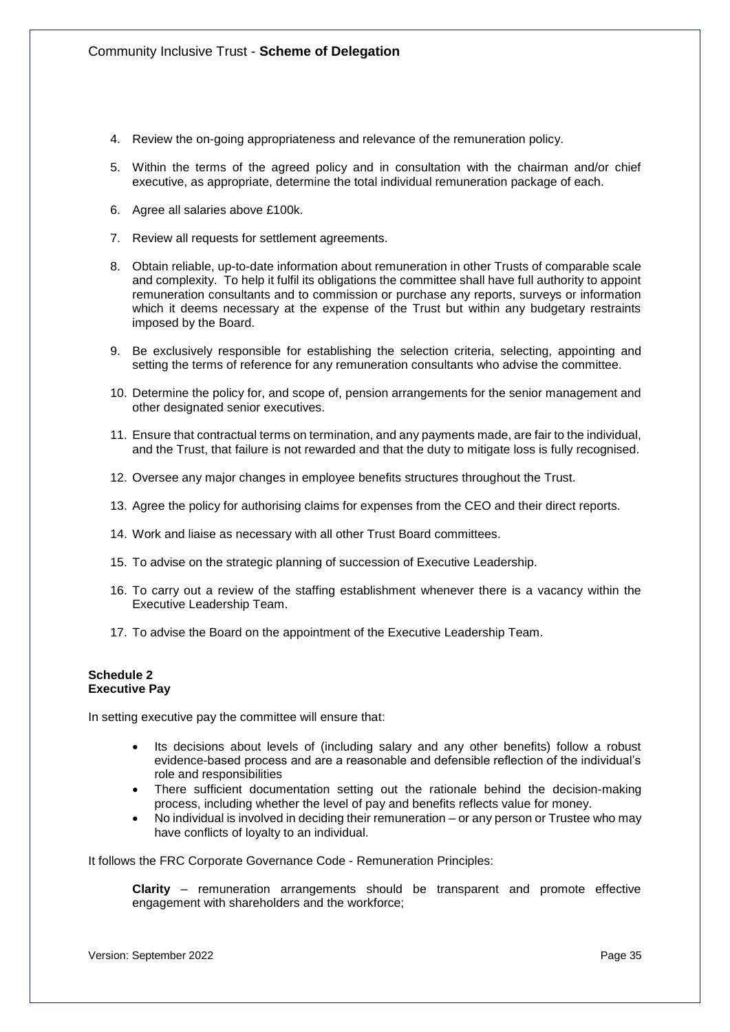4. Review the on-going appropriateness and relevance of the remuneration policy.
5. Within the terms of the agreed policy and in consultation with the chairman and/or chief executive, as appropriate, determine the total individual remuneration package of each.
6. Agree all salaries above £100k.
7. Review all requests for settlement agreements.
8. Obtain reliable, up-to-date information about remuneration in other Trusts of comparable scale and complexity. To help it fulfil its obligations the committee shall have full authority to appoint remuneration consultants and to commission or purchase any reports, surveys or information which it deems necessary at the expense of the Trust but within any budgetary restraints imposed by the Board.
9. Be exclusively responsible for establishing the selection criteria, selecting, appointing and setting the terms of reference for any remuneration consultants who advise the committee.
10. Determine the policy for, and scope of, pension arrangements for the senior management and other designated senior executives.
11. Ensure that contractual terms on termination, and any payments made, are fair to the individual, and the Trust, that failure is not rewarded and that the duty to mitigate loss is fully recognised.
12. Oversee any major changes in employee benefits structures throughout the Trust.
13. Agree the policy for authorising claims for expenses from the CEO and their direct reports.
14. Work and liaise as necessary with all other Trust Board committees.
15. To advise on the strategic planning of succession of Executive Leadership.
16. To carry out a review of the staffing establishment whenever there is a vacancy within the Executive Leadership Team.
17. To advise the Board on the appointment of the Executive Leadership Team.

**Schedule 2**
**Executive Pay**

In setting executive pay the committee will ensure that:

- Its decisions about levels of (including salary and any other benefits) follow a robust evidence-based process and are a reasonable and defensible reflection of the individual's role and responsibilities
- There sufficient documentation setting out the rationale behind the decision-making process, including whether the level of pay and benefits reflects value for money.
- No individual is involved in deciding their remuneration – or any person or Trustee who may have conflicts of loyalty to an individual.

It follows the FRC Corporate Governance Code - Remuneration Principles:

**Clarity** – remuneration arrangements should be transparent and promote effective engagement with shareholders and the workforce;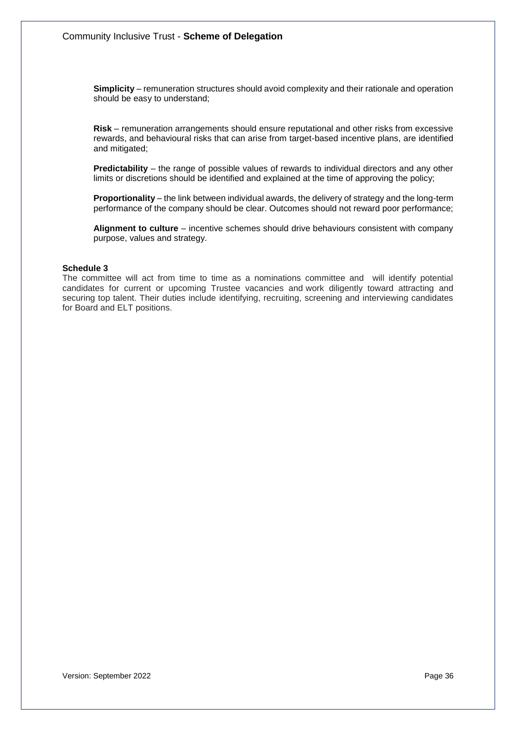**Simplicity** – remuneration structures should avoid complexity and their rationale and operation should be easy to understand;

**Risk** – remuneration arrangements should ensure reputational and other risks from excessive rewards, and behavioural risks that can arise from target-based incentive plans, are identified and mitigated;

**Predictability** – the range of possible values of rewards to individual directors and any other limits or discretions should be identified and explained at the time of approving the policy;

**Proportionality** – the link between individual awards, the delivery of strategy and the long-term performance of the company should be clear. Outcomes should not reward poor performance;

**Alignment to culture** – incentive schemes should drive behaviours consistent with company purpose, values and strategy.

**Schedule 3**

The committee will act from time to time as a nominations committee and will identify potential candidates for current or upcoming Trustee vacancies and work diligently toward attracting and securing top talent. Their duties include identifying, recruiting, screening and interviewing candidates for Board and ELT positions.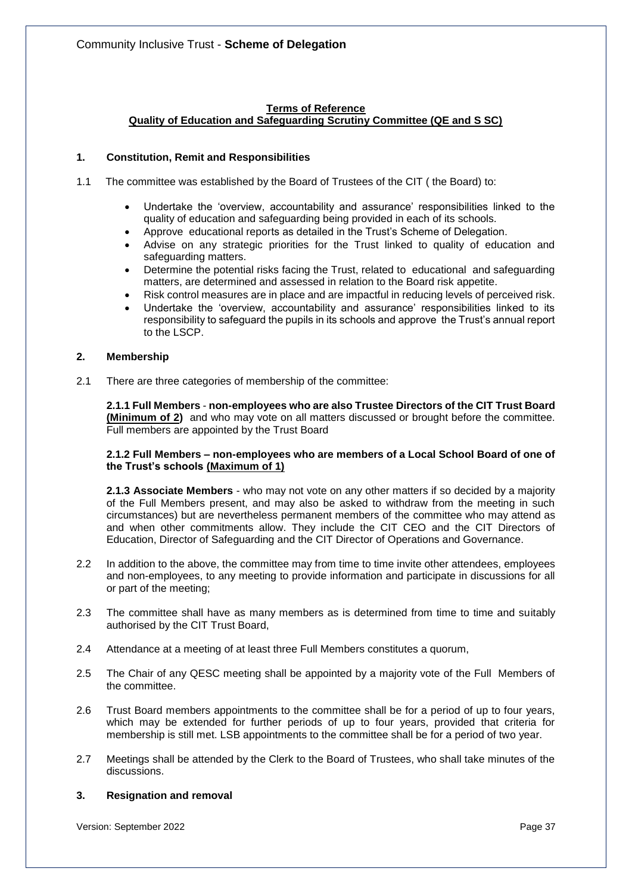**Terms of Reference**
**Quality of Education and Safeguarding Scrutiny Committee (QE and S SC)**

## 1. Constitution, Remit and Responsibilities

1.1 The committee was established by the Board of Trustees of the CIT ( the Board) to:

- Undertake the 'overview, accountability and assurance' responsibilities linked to the quality of education and safeguarding being provided in each of its schools.
- Approve educational reports as detailed in the Trust's Scheme of Delegation.
- Advise on any strategic priorities for the Trust linked to quality of education and safeguarding matters.
- Determine the potential risks facing the Trust, related to educational and safeguarding matters, are determined and assessed in relation to the Board risk appetite.
- Risk control measures are in place and are impactful in reducing levels of perceived risk.
- Undertake the 'overview, accountability and assurance' responsibilities linked to its responsibility to safeguard the pupils in its schools and approve the Trust's annual report to the LSCP.

## 2. Membership

2.1 There are three categories of membership of the committee:

**2.1.1 Full Members** - **non-employees who are also Trustee Directors of the CIT Trust Board (Minimum of 2)** and who may vote on all matters discussed or brought before the committee. Full members are appointed by the Trust Board

**2.1.2 Full Members – non-employees who are members of a Local School Board of one of the Trust's schools (Maximum of 1)**

**2.1.3 Associate Members** - who may not vote on any other matters if so decided by a majority of the Full Members present, and may also be asked to withdraw from the meeting in such circumstances) but are nevertheless permanent members of the committee who may attend as and when other commitments allow. They include the CIT CEO and the CIT Directors of Education, Director of Safeguarding and the CIT Director of Operations and Governance.

2.2 In addition to the above, the committee may from time to time invite other attendees, employees and non-employees, to any meeting to provide information and participate in discussions for all or part of the meeting;

2.3 The committee shall have as many members as is determined from time to time and suitably authorised by the CIT Trust Board,

2.4 Attendance at a meeting of at least three Full Members constitutes a quorum,

2.5 The Chair of any QESC meeting shall be appointed by a majority vote of the Full Members of the committee.

2.6 Trust Board members appointments to the committee shall be for a period of up to four years, which may be extended for further periods of up to four years, provided that criteria for membership is still met. LSB appointments to the committee shall be for a period of two year.

2.7 Meetings shall be attended by the Clerk to the Board of Trustees, who shall take minutes of the discussions.

## 3. Resignation and removal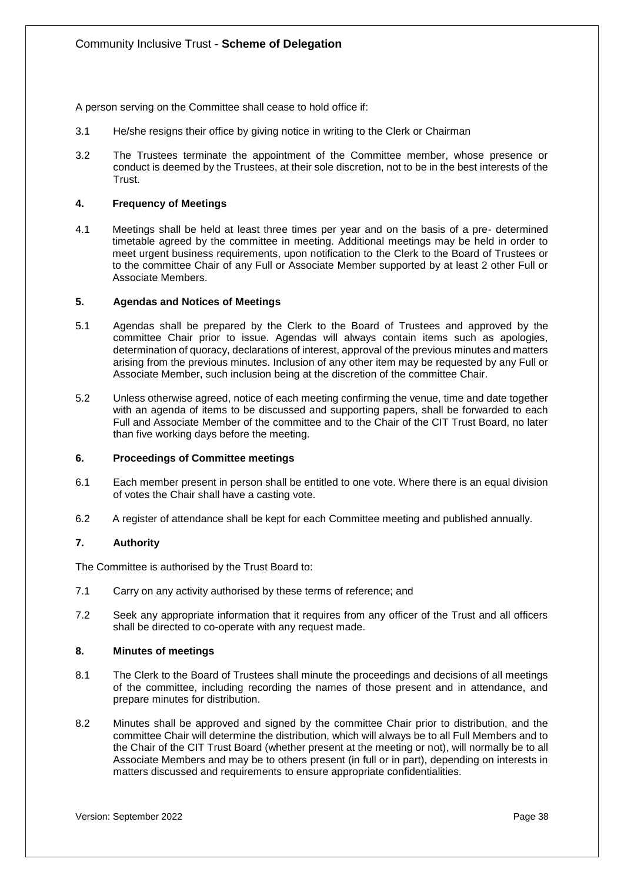A person serving on the Committee shall cease to hold office if:

3.1 He/she resigns their office by giving notice in writing to the Clerk or Chairman

3.2 The Trustees terminate the appointment of the Committee member, whose presence or conduct is deemed by the Trustees, at their sole discretion, not to be in the best interests of the Trust.

#### 4. Frequency of Meetings

4.1 Meetings shall be held at least three times per year and on the basis of a pre- determined timetable agreed by the committee in meeting. Additional meetings may be held in order to meet urgent business requirements, upon notification to the Clerk to the Board of Trustees or to the committee Chair of any Full or Associate Member supported by at least 2 other Full or Associate Members.

#### 5. Agendas and Notices of Meetings

5.1 Agendas shall be prepared by the Clerk to the Board of Trustees and approved by the committee Chair prior to issue. Agendas will always contain items such as apologies, determination of quoracy, declarations of interest, approval of the previous minutes and matters arising from the previous minutes. Inclusion of any other item may be requested by any Full or Associate Member, such inclusion being at the discretion of the committee Chair.

5.2 Unless otherwise agreed, notice of each meeting confirming the venue, time and date together with an agenda of items to be discussed and supporting papers, shall be forwarded to each Full and Associate Member of the committee and to the Chair of the CIT Trust Board, no later than five working days before the meeting.

#### 6. Proceedings of Committee meetings

6.1 Each member present in person shall be entitled to one vote. Where there is an equal division of votes the Chair shall have a casting vote.

6.2 A register of attendance shall be kept for each Committee meeting and published annually.

#### 7. Authority

The Committee is authorised by the Trust Board to:

7.1 Carry on any activity authorised by these terms of reference; and

7.2 Seek any appropriate information that it requires from any officer of the Trust and all officers shall be directed to co-operate with any request made.

#### 8. Minutes of meetings

8.1 The Clerk to the Board of Trustees shall minute the proceedings and decisions of all meetings of the committee, including recording the names of those present and in attendance, and prepare minutes for distribution.

8.2 Minutes shall be approved and signed by the committee Chair prior to distribution, and the committee Chair will determine the distribution, which will always be to all Full Members and to the Chair of the CIT Trust Board (whether present at the meeting or not), will normally be to all Associate Members and may be to others present (in full or in part), depending on interests in matters discussed and requirements to ensure appropriate confidentialities.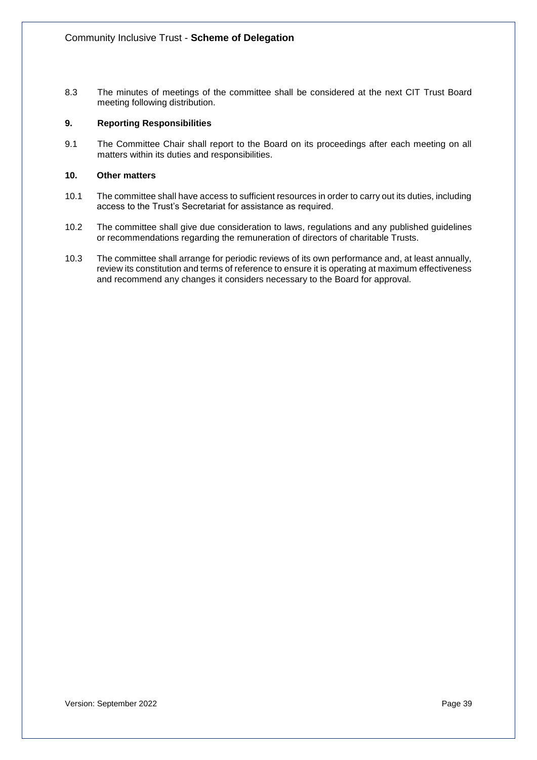8.3 The minutes of meetings of the committee shall be considered at the next CIT Trust Board meeting following distribution.

### 9. Reporting Responsibilities

9.1 The Committee Chair shall report to the Board on its proceedings after each meeting on all matters within its duties and responsibilities.

### 10. Other matters

10.1 The committee shall have access to sufficient resources in order to carry out its duties, including access to the Trust's Secretariat for assistance as required.

10.2 The committee shall give due consideration to laws, regulations and any published guidelines or recommendations regarding the remuneration of directors of charitable Trusts.

10.3 The committee shall arrange for periodic reviews of its own performance and, at least annually, review its constitution and terms of reference to ensure it is operating at maximum effectiveness and recommend any changes it considers necessary to the Board for approval.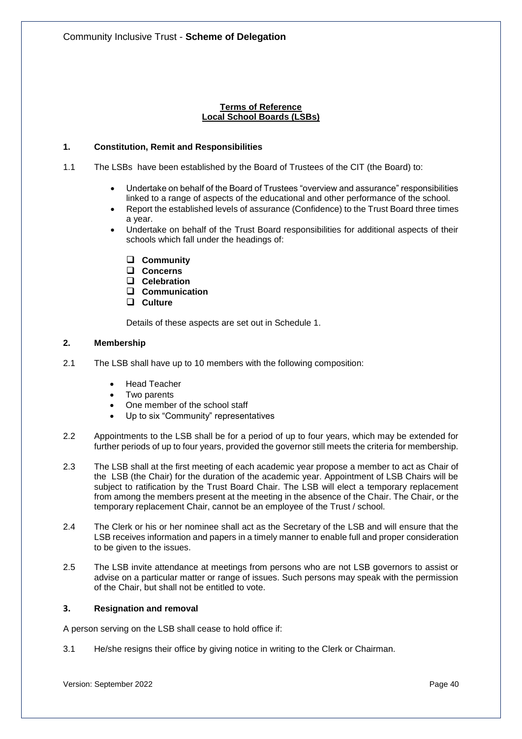**Terms of Reference**
**Local School Boards (LSBs)**

## 1. Constitution, Remit and Responsibilities

1.1 The LSBs have been established by the Board of Trustees of the CIT (the Board) to:

- Undertake on behalf of the Board of Trustees "overview and assurance" responsibilities linked to a range of aspects of the educational and other performance of the school.
- Report the established levels of assurance (Confidence) to the Trust Board three times a year.
- Undertake on behalf of the Trust Board responsibilities for additional aspects of their schools which fall under the headings of:
  - **Community**
  - **Concerns**
  - **Celebration**
  - **Communication**
  - **Culture**

  Details of these aspects are set out in Schedule 1.

## 2. Membership

2.1 The LSB shall have up to 10 members with the following composition:

- Head Teacher
- Two parents
- One member of the school staff
- Up to six "Community" representatives

2.2 Appointments to the LSB shall be for a period of up to four years, which may be extended for further periods of up to four years, provided the governor still meets the criteria for membership.

2.3 The LSB shall at the first meeting of each academic year propose a member to act as Chair of the LSB (the Chair) for the duration of the academic year. Appointment of LSB Chairs will be subject to ratification by the Trust Board Chair. The LSB will elect a temporary replacement from among the members present at the meeting in the absence of the Chair. The Chair, or the temporary replacement Chair, cannot be an employee of the Trust / school.

2.4 The Clerk or his or her nominee shall act as the Secretary of the LSB and will ensure that the LSB receives information and papers in a timely manner to enable full and proper consideration to be given to the issues.

2.5 The LSB invite attendance at meetings from persons who are not LSB governors to assist or advise on a particular matter or range of issues. Such persons may speak with the permission of the Chair, but shall not be entitled to vote.

## 3. Resignation and removal

A person serving on the LSB shall cease to hold office if:

3.1 He/she resigns their office by giving notice in writing to the Clerk or Chairman.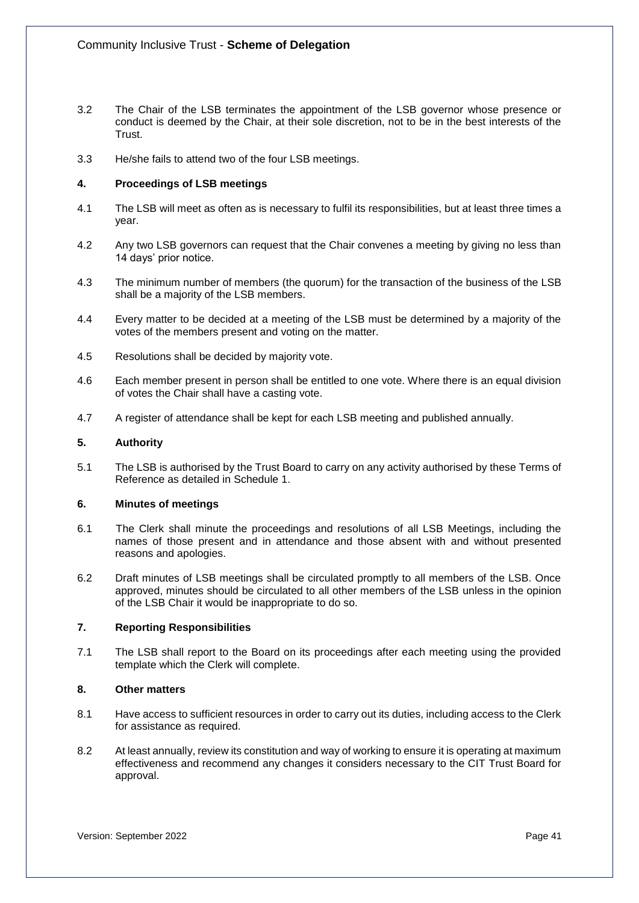3.2 The Chair of the LSB terminates the appointment of the LSB governor whose presence or conduct is deemed by the Chair, at their sole discretion, not to be in the best interests of the Trust.

3.3 He/she fails to attend two of the four LSB meetings.

### 4. Proceedings of LSB meetings

4.1 The LSB will meet as often as is necessary to fulfil its responsibilities, but at least three times a year.

4.2 Any two LSB governors can request that the Chair convenes a meeting by giving no less than 14 days' prior notice.

4.3 The minimum number of members (the quorum) for the transaction of the business of the LSB shall be a majority of the LSB members.

4.4 Every matter to be decided at a meeting of the LSB must be determined by a majority of the votes of the members present and voting on the matter.

4.5 Resolutions shall be decided by majority vote.

4.6 Each member present in person shall be entitled to one vote. Where there is an equal division of votes the Chair shall have a casting vote.

4.7 A register of attendance shall be kept for each LSB meeting and published annually.

### 5. Authority

5.1 The LSB is authorised by the Trust Board to carry on any activity authorised by these Terms of Reference as detailed in Schedule 1.

### 6. Minutes of meetings

6.1 The Clerk shall minute the proceedings and resolutions of all LSB Meetings, including the names of those present and in attendance and those absent with and without presented reasons and apologies.

6.2 Draft minutes of LSB meetings shall be circulated promptly to all members of the LSB. Once approved, minutes should be circulated to all other members of the LSB unless in the opinion of the LSB Chair it would be inappropriate to do so.

### 7. Reporting Responsibilities

7.1 The LSB shall report to the Board on its proceedings after each meeting using the provided template which the Clerk will complete.

### 8. Other matters

8.1 Have access to sufficient resources in order to carry out its duties, including access to the Clerk for assistance as required.

8.2 At least annually, review its constitution and way of working to ensure it is operating at maximum effectiveness and recommend any changes it considers necessary to the CIT Trust Board for approval.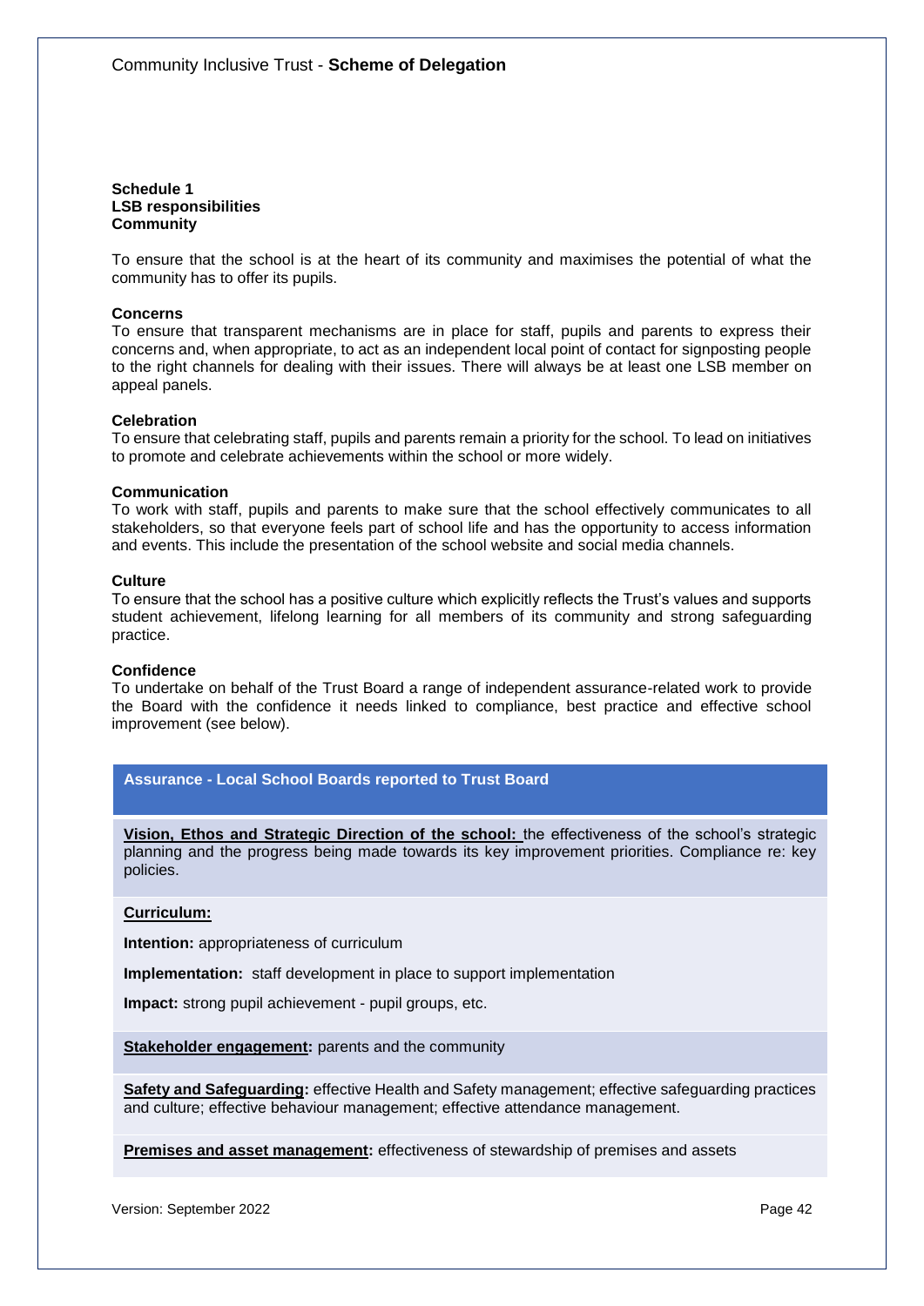**Schedule 1**
**LSB responsibilities**
**Community**

To ensure that the school is at the heart of its community and maximises the potential of what the community has to offer its pupils.

**Concerns**
To ensure that transparent mechanisms are in place for staff, pupils and parents to express their concerns and, when appropriate, to act as an independent local point of contact for signposting people to the right channels for dealing with their issues. There will always be at least one LSB member on appeal panels.

**Celebration**
To ensure that celebrating staff, pupils and parents remain a priority for the school. To lead on initiatives to promote and celebrate achievements within the school or more widely.

**Communication**
To work with staff, pupils and parents to make sure that the school effectively communicates to all stakeholders, so that everyone feels part of school life and has the opportunity to access information and events. This include the presentation of the school website and social media channels.

**Culture**
To ensure that the school has a positive culture which explicitly reflects the Trust's values and supports student achievement, lifelong learning for all members of its community and strong safeguarding practice.

**Confidence**
To undertake on behalf of the Trust Board a range of independent assurance-related work to provide the Board with the confidence it needs linked to compliance, best practice and effective school improvement (see below).

| Assurance - Local School Boards reported to Trust Board |
| --- |
| **Vision, Ethos and Strategic Direction of the school:** the effectiveness of the school's strategic planning and the progress being made towards its key improvement priorities. Compliance re: key policies. |
| **Curriculum:**<br><br>**Intention:** appropriateness of curriculum<br><br>**Implementation:** staff development in place to support implementation<br><br>**Impact:** strong pupil achievement - pupil groups, etc. |
| **Stakeholder engagement:** parents and the community |
| **Safety and Safeguarding:** effective Health and Safety management; effective safeguarding practices and culture; effective behaviour management; effective attendance management. |
| **Premises and asset management:** effectiveness of stewardship of premises and assets |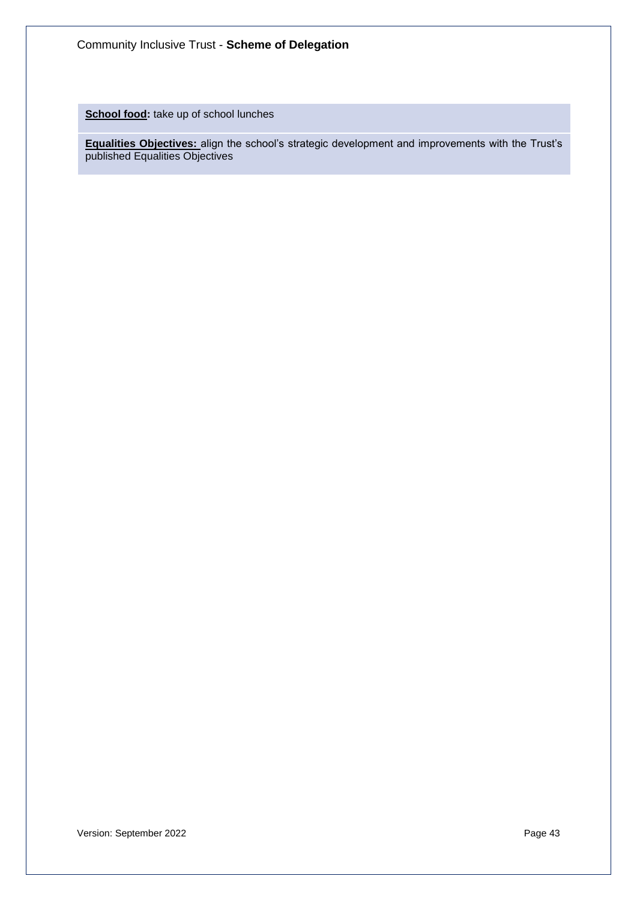**School food:** take up of school lunches

**Equalities Objectives:** align the school's strategic development and improvements with the Trust's published Equalities Objectives